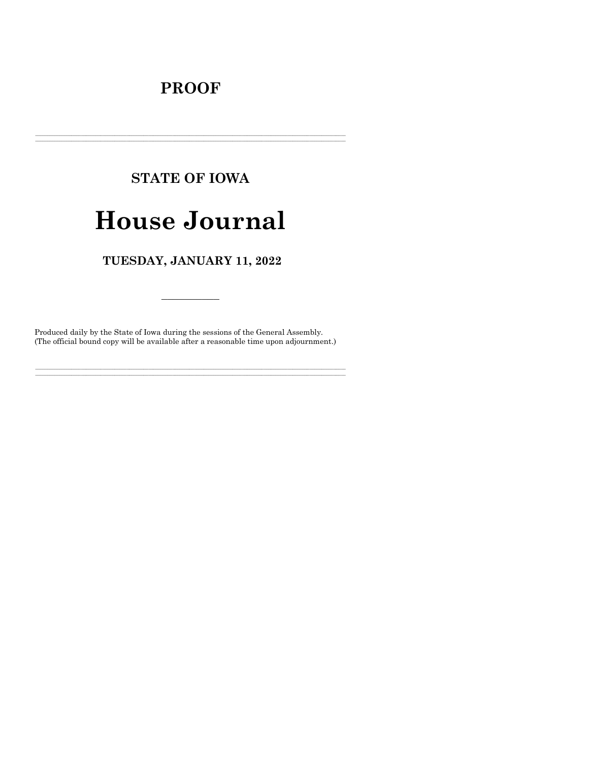# PROOF

---

## STATE OF IOWA

# House Journal

### TUESDAY, JANUARY 11, 2022

---

Produced daily by the State of Iowa during the sessions of the General Assembly.
(The official bound copy will be available after a reasonable time upon adjournment.)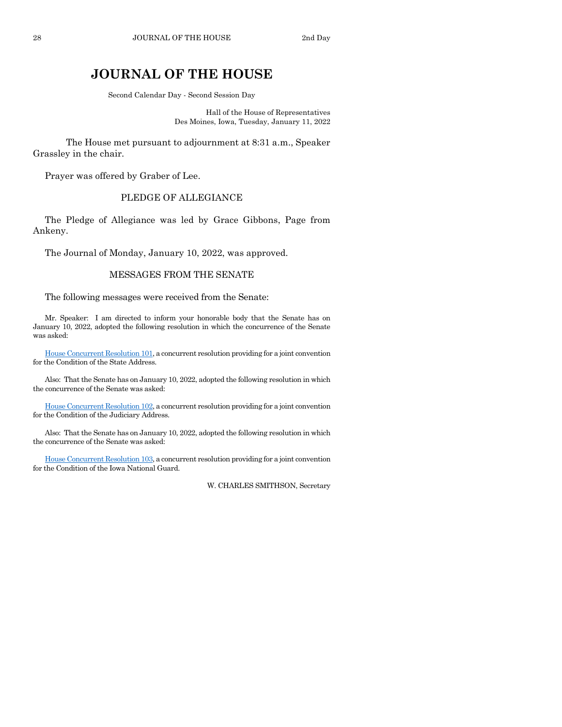# JOURNAL OF THE HOUSE

Second Calendar Day - Second Session Day

Hall of the House of Representatives
Des Moines, Iowa, Tuesday, January 11, 2022

The House met pursuant to adjournment at 8:31 a.m., Speaker Grassley in the chair.

Prayer was offered by Graber of Lee.

## PLEDGE OF ALLEGIANCE

The Pledge of Allegiance was led by Grace Gibbons, Page from Ankeny.

The Journal of Monday, January 10, 2022, was approved.

## MESSAGES FROM THE SENATE

The following messages were received from the Senate:

Mr. Speaker: I am directed to inform your honorable body that the Senate has on January 10, 2022, adopted the following resolution in which the concurrence of the Senate was asked:

House Concurrent Resolution 101, a concurrent resolution providing for a joint convention for the Condition of the State Address.

Also: That the Senate has on January 10, 2022, adopted the following resolution in which the concurrence of the Senate was asked:

House Concurrent Resolution 102, a concurrent resolution providing for a joint convention for the Condition of the Judiciary Address.

Also: That the Senate has on January 10, 2022, adopted the following resolution in which the concurrence of the Senate was asked:

House Concurrent Resolution 103, a concurrent resolution providing for a joint convention for the Condition of the Iowa National Guard.

W. CHARLES SMITHSON, Secretary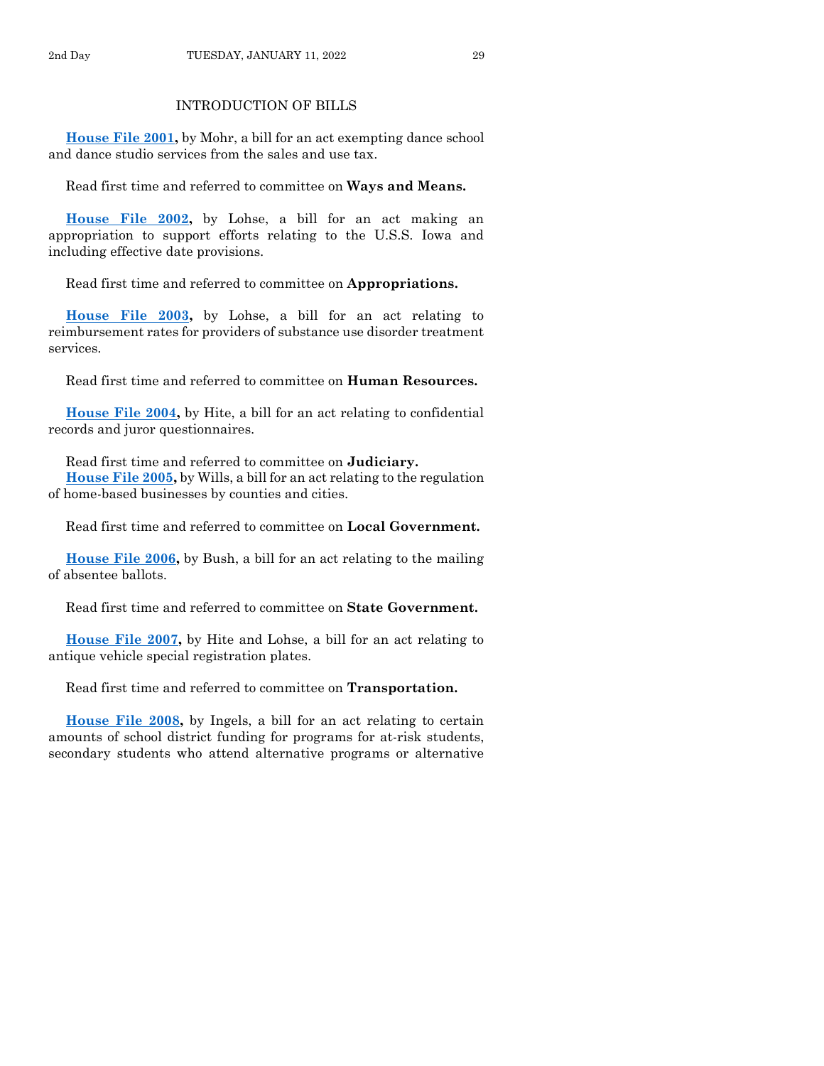## INTRODUCTION OF BILLS

**House File 2001,** by Mohr, a bill for an act exempting dance school and dance studio services from the sales and use tax.

Read first time and referred to committee on **Ways and Means.**

**House File 2002,** by Lohse, a bill for an act making an appropriation to support efforts relating to the U.S.S. Iowa and including effective date provisions.

Read first time and referred to committee on **Appropriations.**

**House File 2003,** by Lohse, a bill for an act relating to reimbursement rates for providers of substance use disorder treatment services.

Read first time and referred to committee on **Human Resources.**

**House File 2004,** by Hite, a bill for an act relating to confidential records and juror questionnaires.

Read first time and referred to committee on **Judiciary.**

**House File 2005,** by Wills, a bill for an act relating to the regulation of home-based businesses by counties and cities.

Read first time and referred to committee on **Local Government.**

**House File 2006,** by Bush, a bill for an act relating to the mailing of absentee ballots.

Read first time and referred to committee on **State Government.**

**House File 2007,** by Hite and Lohse, a bill for an act relating to antique vehicle special registration plates.

Read first time and referred to committee on **Transportation.**

**House File 2008,** by Ingels, a bill for an act relating to certain amounts of school district funding for programs for at-risk students, secondary students who attend alternative programs or alternative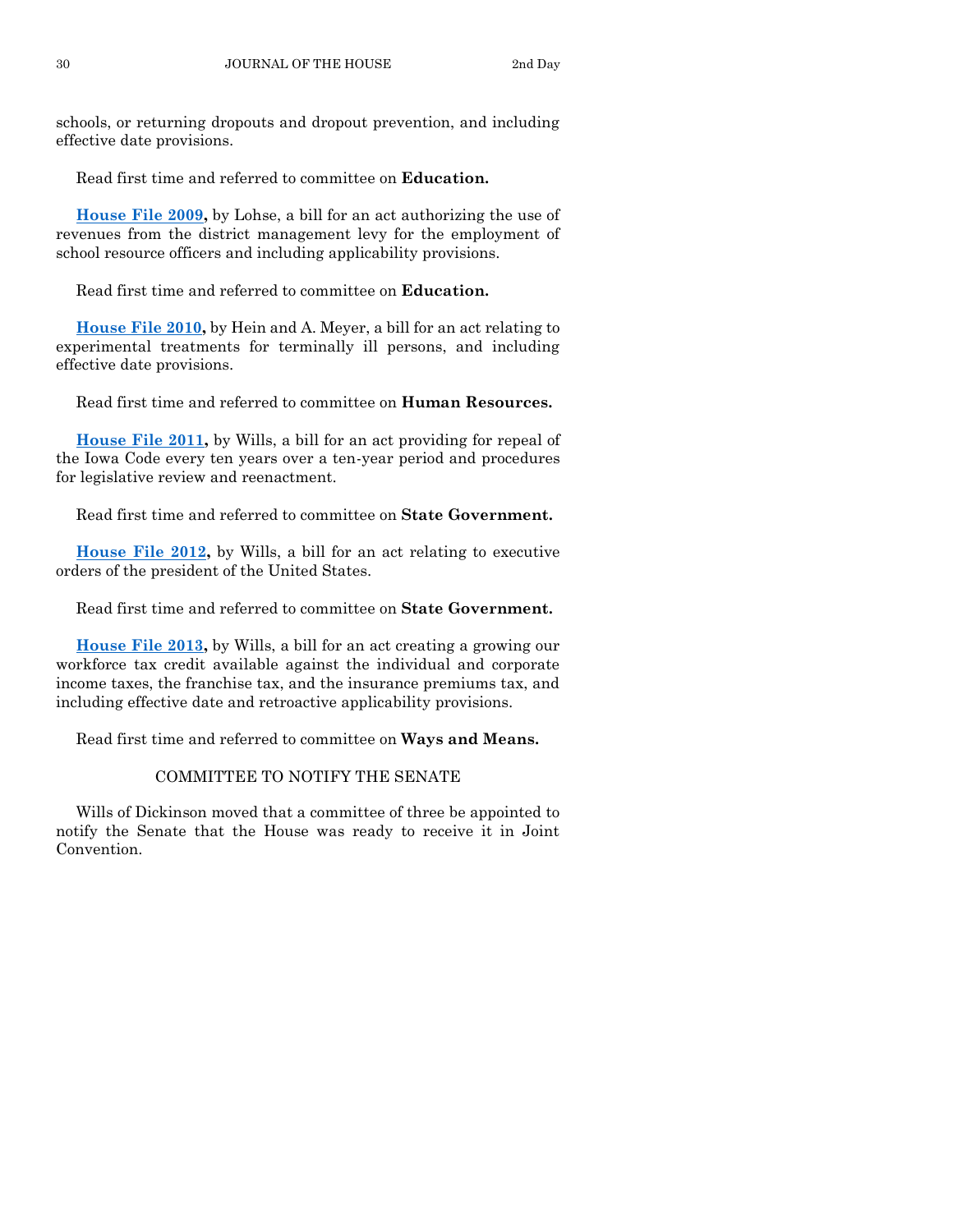schools, or returning dropouts and dropout prevention, and including effective date provisions.

Read first time and referred to committee on **Education.**

**House File 2009,** by Lohse, a bill for an act authorizing the use of revenues from the district management levy for the employment of school resource officers and including applicability provisions.

Read first time and referred to committee on **Education.**

**House File 2010,** by Hein and A. Meyer, a bill for an act relating to experimental treatments for terminally ill persons, and including effective date provisions.

Read first time and referred to committee on **Human Resources.**

**House File 2011,** by Wills, a bill for an act providing for repeal of the Iowa Code every ten years over a ten-year period and procedures for legislative review and reenactment.

Read first time and referred to committee on **State Government.**

**House File 2012,** by Wills, a bill for an act relating to executive orders of the president of the United States.

Read first time and referred to committee on **State Government.**

**House File 2013,** by Wills, a bill for an act creating a growing our workforce tax credit available against the individual and corporate income taxes, the franchise tax, and the insurance premiums tax, and including effective date and retroactive applicability provisions.

Read first time and referred to committee on **Ways and Means.**

## COMMITTEE TO NOTIFY THE SENATE

Wills of Dickinson moved that a committee of three be appointed to notify the Senate that the House was ready to receive it in Joint Convention.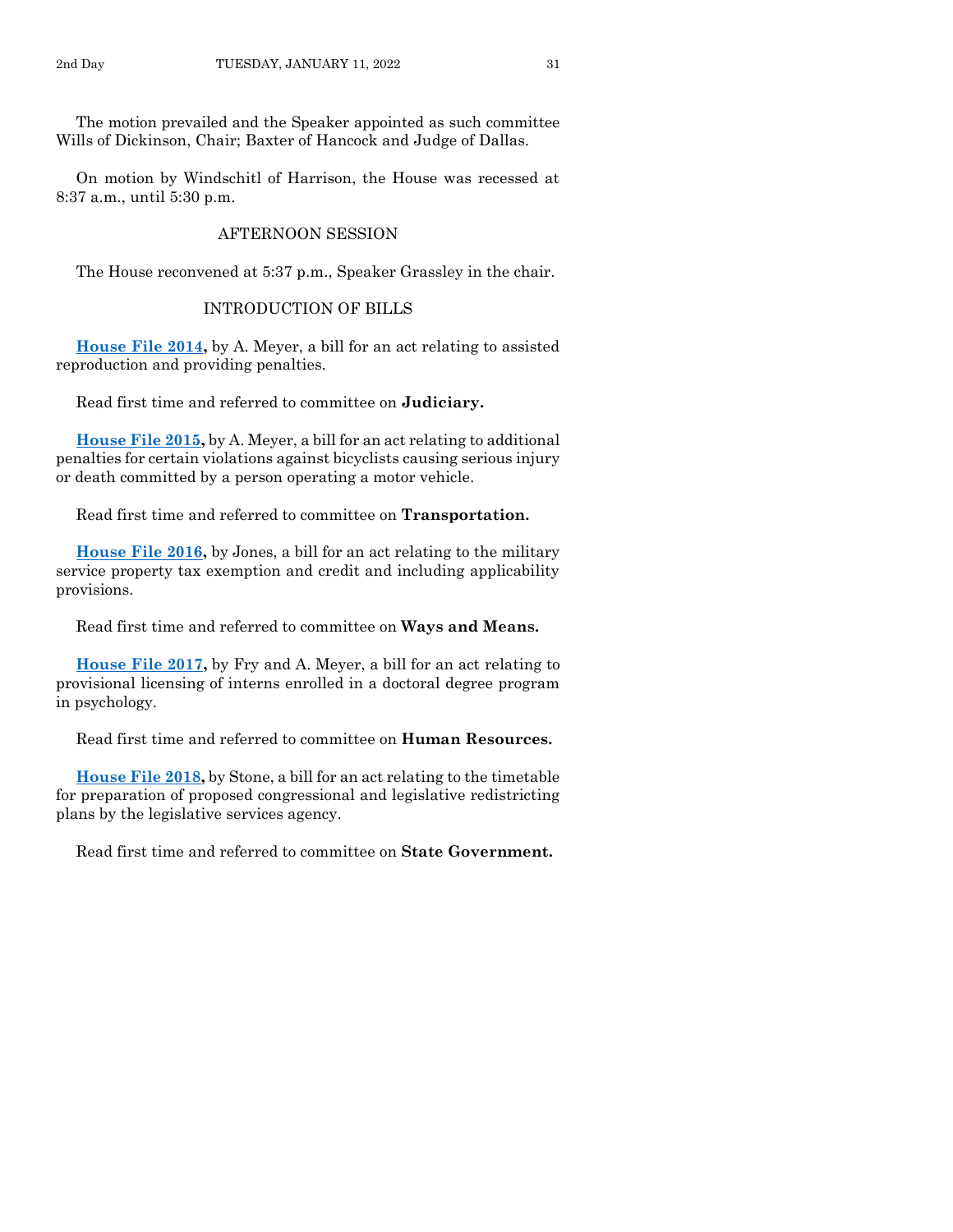The motion prevailed and the Speaker appointed as such committee Wills of Dickinson, Chair; Baxter of Hancock and Judge of Dallas.

On motion by Windschitl of Harrison, the House was recessed at 8:37 a.m., until 5:30 p.m.

## AFTERNOON SESSION

The House reconvened at 5:37 p.m., Speaker Grassley in the chair.

## INTRODUCTION OF BILLS

**House File 2014,** by A. Meyer, a bill for an act relating to assisted reproduction and providing penalties.

Read first time and referred to committee on **Judiciary.**

**House File 2015,** by A. Meyer, a bill for an act relating to additional penalties for certain violations against bicyclists causing serious injury or death committed by a person operating a motor vehicle.

Read first time and referred to committee on **Transportation.**

**House File 2016,** by Jones, a bill for an act relating to the military service property tax exemption and credit and including applicability provisions.

Read first time and referred to committee on **Ways and Means.**

**House File 2017,** by Fry and A. Meyer, a bill for an act relating to provisional licensing of interns enrolled in a doctoral degree program in psychology.

Read first time and referred to committee on **Human Resources.**

**House File 2018,** by Stone, a bill for an act relating to the timetable for preparation of proposed congressional and legislative redistricting plans by the legislative services agency.

Read first time and referred to committee on **State Government.**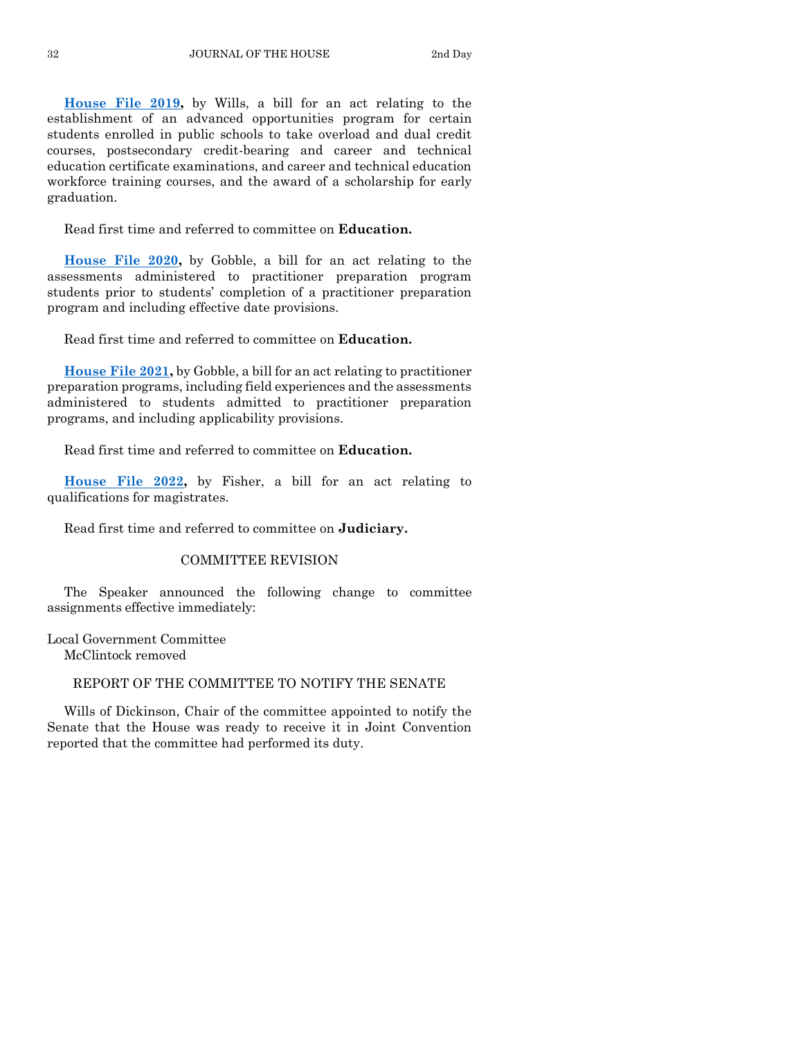**House File 2019,** by Wills, a bill for an act relating to the establishment of an advanced opportunities program for certain students enrolled in public schools to take overload and dual credit courses, postsecondary credit-bearing and career and technical education certificate examinations, and career and technical education workforce training courses, and the award of a scholarship for early graduation.

Read first time and referred to committee on **Education.**

**House File 2020,** by Gobble, a bill for an act relating to the assessments administered to practitioner preparation program students prior to students' completion of a practitioner preparation program and including effective date provisions.

Read first time and referred to committee on **Education.**

**House File 2021,** by Gobble, a bill for an act relating to practitioner preparation programs, including field experiences and the assessments administered to students admitted to practitioner preparation programs, and including applicability provisions.

Read first time and referred to committee on **Education.**

**House File 2022,** by Fisher, a bill for an act relating to qualifications for magistrates.

Read first time and referred to committee on **Judiciary.**

## COMMITTEE REVISION

The Speaker announced the following change to committee assignments effective immediately:

Local Government Committee
McClintock removed

## REPORT OF THE COMMITTEE TO NOTIFY THE SENATE

Wills of Dickinson, Chair of the committee appointed to notify the Senate that the House was ready to receive it in Joint Convention reported that the committee had performed its duty.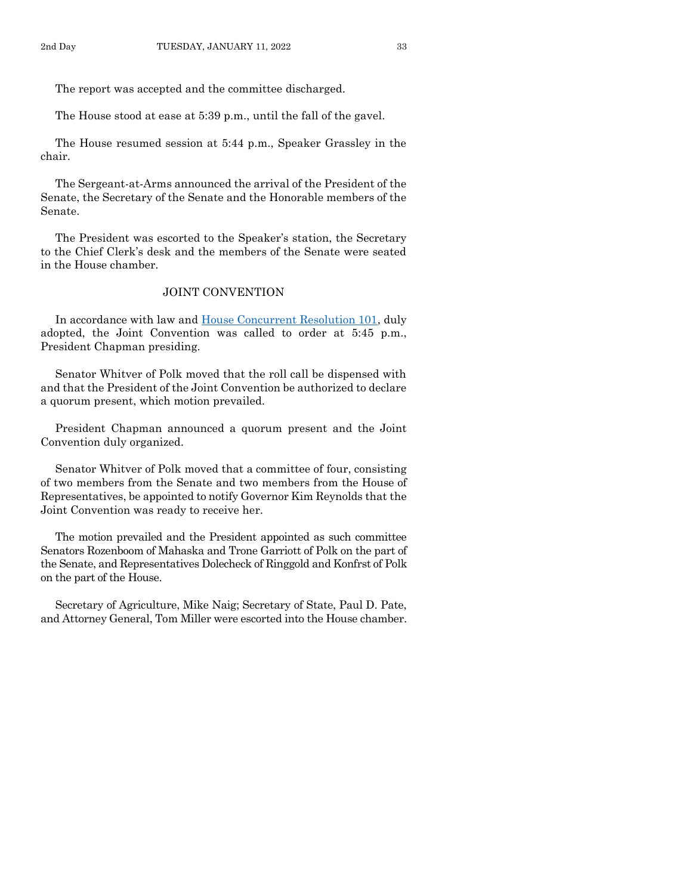The report was accepted and the committee discharged.

The House stood at ease at 5:39 p.m., until the fall of the gavel.

The House resumed session at 5:44 p.m., Speaker Grassley in the chair.

The Sergeant-at-Arms announced the arrival of the President of the Senate, the Secretary of the Senate and the Honorable members of the Senate.

The President was escorted to the Speaker's station, the Secretary to the Chief Clerk's desk and the members of the Senate were seated in the House chamber.

## JOINT CONVENTION

In accordance with law and House Concurrent Resolution 101, duly adopted, the Joint Convention was called to order at 5:45 p.m., President Chapman presiding.

Senator Whitver of Polk moved that the roll call be dispensed with and that the President of the Joint Convention be authorized to declare a quorum present, which motion prevailed.

President Chapman announced a quorum present and the Joint Convention duly organized.

Senator Whitver of Polk moved that a committee of four, consisting of two members from the Senate and two members from the House of Representatives, be appointed to notify Governor Kim Reynolds that the Joint Convention was ready to receive her.

The motion prevailed and the President appointed as such committee Senators Rozenboom of Mahaska and Trone Garriott of Polk on the part of the Senate, and Representatives Dolecheck of Ringgold and Konfrst of Polk on the part of the House.

Secretary of Agriculture, Mike Naig; Secretary of State, Paul D. Pate, and Attorney General, Tom Miller were escorted into the House chamber.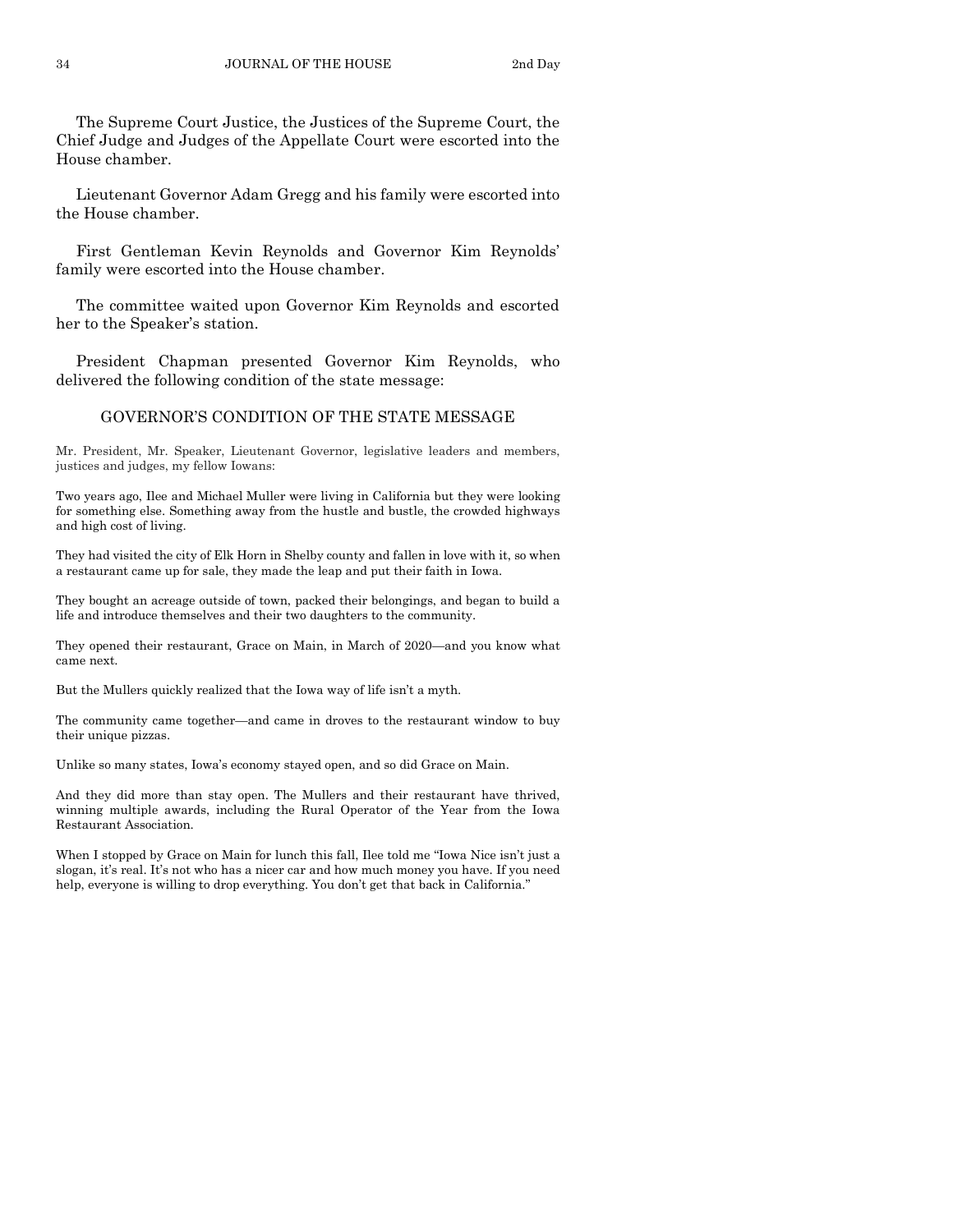The Supreme Court Justice, the Justices of the Supreme Court, the Chief Judge and Judges of the Appellate Court were escorted into the House chamber.

Lieutenant Governor Adam Gregg and his family were escorted into the House chamber.

First Gentleman Kevin Reynolds and Governor Kim Reynolds' family were escorted into the House chamber.

The committee waited upon Governor Kim Reynolds and escorted her to the Speaker's station.

President Chapman presented Governor Kim Reynolds, who delivered the following condition of the state message:

## GOVERNOR'S CONDITION OF THE STATE MESSAGE

Mr. President, Mr. Speaker, Lieutenant Governor, legislative leaders and members, justices and judges, my fellow Iowans:

Two years ago, Ilee and Michael Muller were living in California but they were looking for something else. Something away from the hustle and bustle, the crowded highways and high cost of living.

They had visited the city of Elk Horn in Shelby county and fallen in love with it, so when a restaurant came up for sale, they made the leap and put their faith in Iowa.

They bought an acreage outside of town, packed their belongings, and began to build a life and introduce themselves and their two daughters to the community.

They opened their restaurant, Grace on Main, in March of 2020—and you know what came next.

But the Mullers quickly realized that the Iowa way of life isn't a myth.

The community came together—and came in droves to the restaurant window to buy their unique pizzas.

Unlike so many states, Iowa's economy stayed open, and so did Grace on Main.

And they did more than stay open. The Mullers and their restaurant have thrived, winning multiple awards, including the Rural Operator of the Year from the Iowa Restaurant Association.

When I stopped by Grace on Main for lunch this fall, Ilee told me "Iowa Nice isn't just a slogan, it's real. It's not who has a nicer car and how much money you have. If you need help, everyone is willing to drop everything. You don't get that back in California."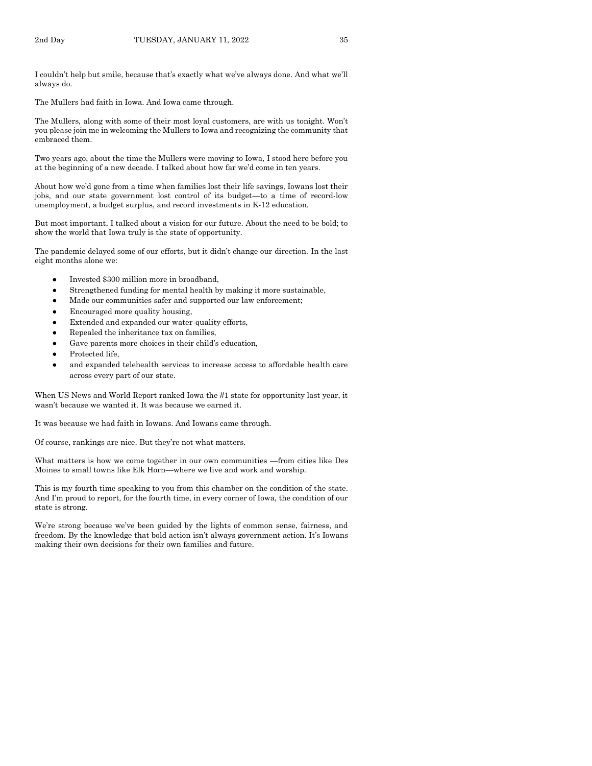I couldn't help but smile, because that's exactly what we've always done. And what we'll always do.

The Mullers had faith in Iowa. And Iowa came through.

The Mullers, along with some of their most loyal customers, are with us tonight. Won't you please join me in welcoming the Mullers to Iowa and recognizing the community that embraced them.

Two years ago, about the time the Mullers were moving to Iowa, I stood here before you at the beginning of a new decade. I talked about how far we'd come in ten years.

About how we'd gone from a time when families lost their life savings, Iowans lost their jobs, and our state government lost control of its budget—to a time of record-low unemployment, a budget surplus, and record investments in K-12 education.

But most important, I talked about a vision for our future. About the need to be bold; to show the world that Iowa truly is the state of opportunity.

The pandemic delayed some of our efforts, but it didn't change our direction. In the last eight months alone we:

- Invested $300 million more in broadband,
- Strengthened funding for mental health by making it more sustainable,
- Made our communities safer and supported our law enforcement;
- Encouraged more quality housing,
- Extended and expanded our water-quality efforts,
- Repealed the inheritance tax on families,
- Gave parents more choices in their child's education,
- Protected life,
- and expanded telehealth services to increase access to affordable health care across every part of our state.

When US News and World Report ranked Iowa the #1 state for opportunity last year, it wasn't because we wanted it. It was because we earned it.

It was because we had faith in Iowans. And Iowans came through.

Of course, rankings are nice. But they're not what matters.

What matters is how we come together in our own communities —from cities like Des Moines to small towns like Elk Horn—where we live and work and worship.

This is my fourth time speaking to you from this chamber on the condition of the state. And I'm proud to report, for the fourth time, in every corner of Iowa, the condition of our state is strong.

We're strong because we've been guided by the lights of common sense, fairness, and freedom. By the knowledge that bold action isn't always government action. It's Iowans making their own decisions for their own families and future.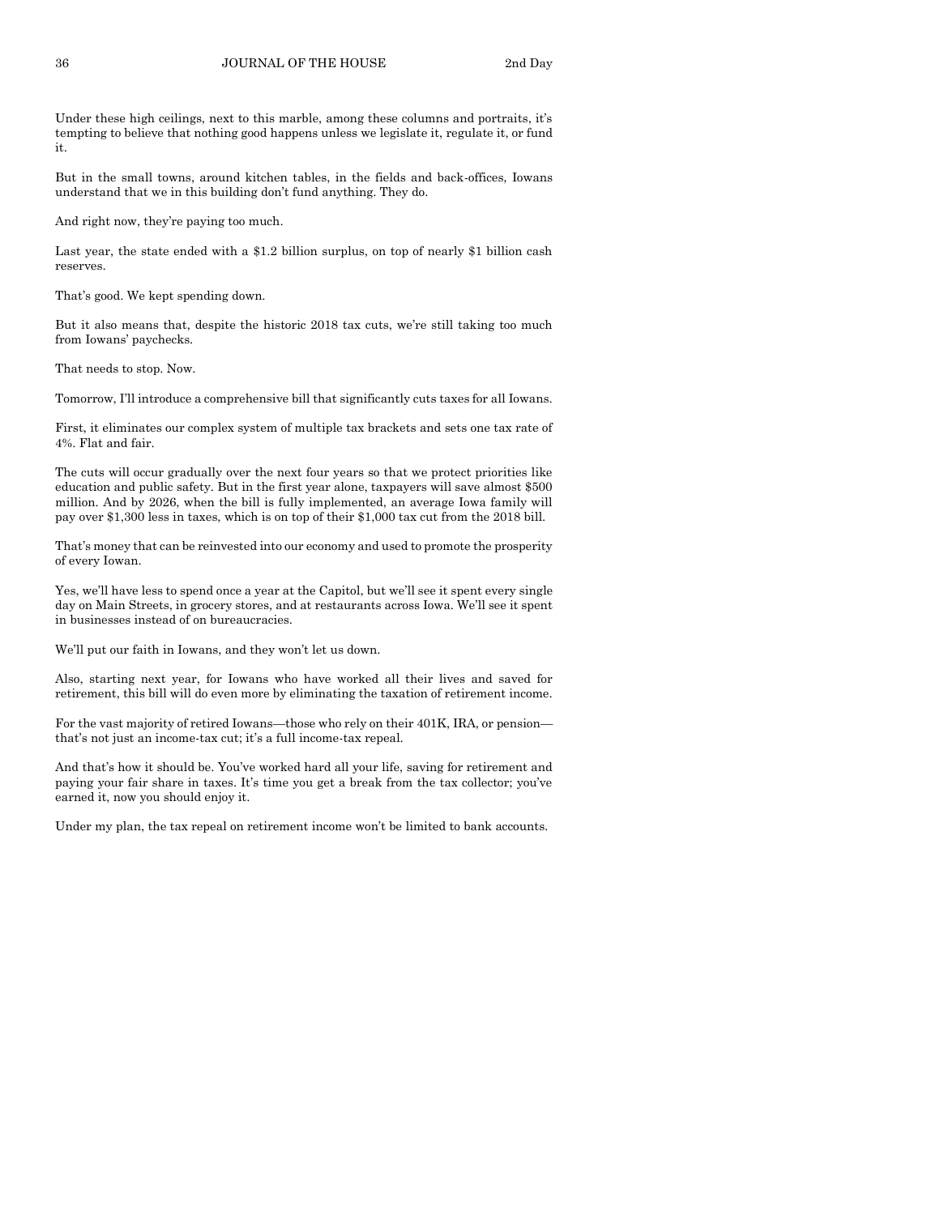Under these high ceilings, next to this marble, among these columns and portraits, it's tempting to believe that nothing good happens unless we legislate it, regulate it, or fund it.

But in the small towns, around kitchen tables, in the fields and back-offices, Iowans understand that we in this building don't fund anything. They do.

And right now, they're paying too much.

Last year, the state ended with a $1.2 billion surplus, on top of nearly $1 billion cash reserves.

That's good. We kept spending down.

But it also means that, despite the historic 2018 tax cuts, we're still taking too much from Iowans' paychecks.

That needs to stop. Now.

Tomorrow, I'll introduce a comprehensive bill that significantly cuts taxes for all Iowans.

First, it eliminates our complex system of multiple tax brackets and sets one tax rate of 4%. Flat and fair.

The cuts will occur gradually over the next four years so that we protect priorities like education and public safety. But in the first year alone, taxpayers will save almost $500 million. And by 2026, when the bill is fully implemented, an average Iowa family will pay over $1,300 less in taxes, which is on top of their $1,000 tax cut from the 2018 bill.

That's money that can be reinvested into our economy and used to promote the prosperity of every Iowan.

Yes, we'll have less to spend once a year at the Capitol, but we'll see it spent every single day on Main Streets, in grocery stores, and at restaurants across Iowa. We'll see it spent in businesses instead of on bureaucracies.

We'll put our faith in Iowans, and they won't let us down.

Also, starting next year, for Iowans who have worked all their lives and saved for retirement, this bill will do even more by eliminating the taxation of retirement income.

For the vast majority of retired Iowans—those who rely on their 401K, IRA, or pension—that's not just an income-tax cut; it's a full income-tax repeal.

And that's how it should be. You've worked hard all your life, saving for retirement and paying your fair share in taxes. It's time you get a break from the tax collector; you've earned it, now you should enjoy it.

Under my plan, the tax repeal on retirement income won't be limited to bank accounts.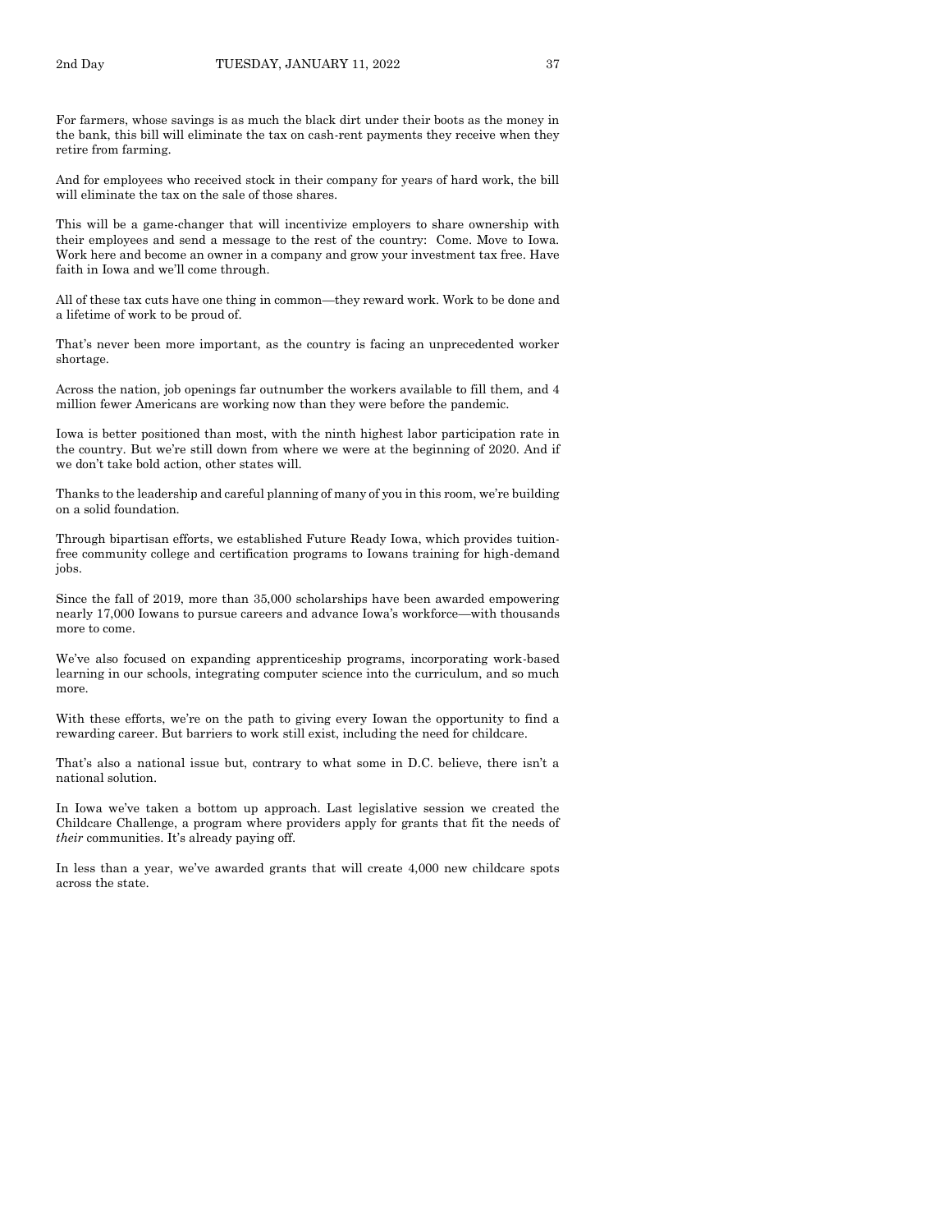For farmers, whose savings is as much the black dirt under their boots as the money in the bank, this bill will eliminate the tax on cash-rent payments they receive when they retire from farming.

And for employees who received stock in their company for years of hard work, the bill will eliminate the tax on the sale of those shares.

This will be a game-changer that will incentivize employers to share ownership with their employees and send a message to the rest of the country: Come. Move to Iowa. Work here and become an owner in a company and grow your investment tax free. Have faith in Iowa and we'll come through.

All of these tax cuts have one thing in common—they reward work. Work to be done and a lifetime of work to be proud of.

That's never been more important, as the country is facing an unprecedented worker shortage.

Across the nation, job openings far outnumber the workers available to fill them, and 4 million fewer Americans are working now than they were before the pandemic.

Iowa is better positioned than most, with the ninth highest labor participation rate in the country. But we're still down from where we were at the beginning of 2020. And if we don't take bold action, other states will.

Thanks to the leadership and careful planning of many of you in this room, we're building on a solid foundation.

Through bipartisan efforts, we established Future Ready Iowa, which provides tuition-free community college and certification programs to Iowans training for high-demand jobs.

Since the fall of 2019, more than 35,000 scholarships have been awarded empowering nearly 17,000 Iowans to pursue careers and advance Iowa's workforce—with thousands more to come.

We've also focused on expanding apprenticeship programs, incorporating work-based learning in our schools, integrating computer science into the curriculum, and so much more.

With these efforts, we're on the path to giving every Iowan the opportunity to find a rewarding career. But barriers to work still exist, including the need for childcare.

That's also a national issue but, contrary to what some in D.C. believe, there isn't a national solution.

In Iowa we've taken a bottom up approach. Last legislative session we created the Childcare Challenge, a program where providers apply for grants that fit the needs of *their* communities. It's already paying off.

In less than a year, we've awarded grants that will create 4,000 new childcare spots across the state.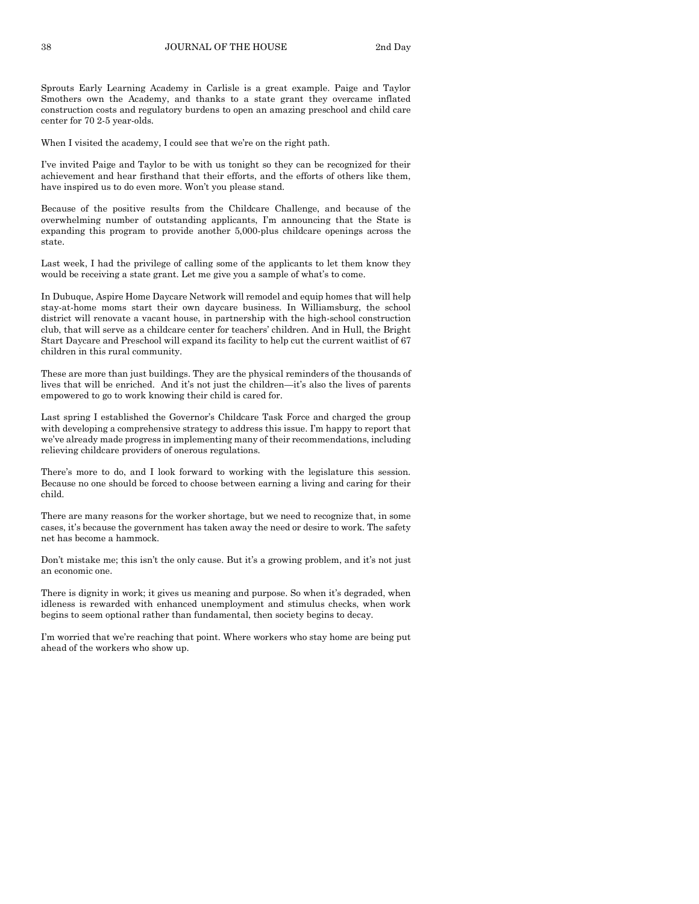Sprouts Early Learning Academy in Carlisle is a great example. Paige and Taylor Smothers own the Academy, and thanks to a state grant they overcame inflated construction costs and regulatory burdens to open an amazing preschool and child care center for 70 2-5 year-olds.

When I visited the academy, I could see that we're on the right path.

I've invited Paige and Taylor to be with us tonight so they can be recognized for their achievement and hear firsthand that their efforts, and the efforts of others like them, have inspired us to do even more. Won't you please stand.

Because of the positive results from the Childcare Challenge, and because of the overwhelming number of outstanding applicants, I'm announcing that the State is expanding this program to provide another 5,000-plus childcare openings across the state.

Last week, I had the privilege of calling some of the applicants to let them know they would be receiving a state grant. Let me give you a sample of what's to come.

In Dubuque, Aspire Home Daycare Network will remodel and equip homes that will help stay-at-home moms start their own daycare business. In Williamsburg, the school district will renovate a vacant house, in partnership with the high-school construction club, that will serve as a childcare center for teachers' children. And in Hull, the Bright Start Daycare and Preschool will expand its facility to help cut the current waitlist of 67 children in this rural community.

These are more than just buildings. They are the physical reminders of the thousands of lives that will be enriched. And it's not just the children—it's also the lives of parents empowered to go to work knowing their child is cared for.

Last spring I established the Governor's Childcare Task Force and charged the group with developing a comprehensive strategy to address this issue. I'm happy to report that we've already made progress in implementing many of their recommendations, including relieving childcare providers of onerous regulations.

There's more to do, and I look forward to working with the legislature this session. Because no one should be forced to choose between earning a living and caring for their child.

There are many reasons for the worker shortage, but we need to recognize that, in some cases, it's because the government has taken away the need or desire to work. The safety net has become a hammock.

Don't mistake me; this isn't the only cause. But it's a growing problem, and it's not just an economic one.

There is dignity in work; it gives us meaning and purpose. So when it's degraded, when idleness is rewarded with enhanced unemployment and stimulus checks, when work begins to seem optional rather than fundamental, then society begins to decay.

I'm worried that we're reaching that point. Where workers who stay home are being put ahead of the workers who show up.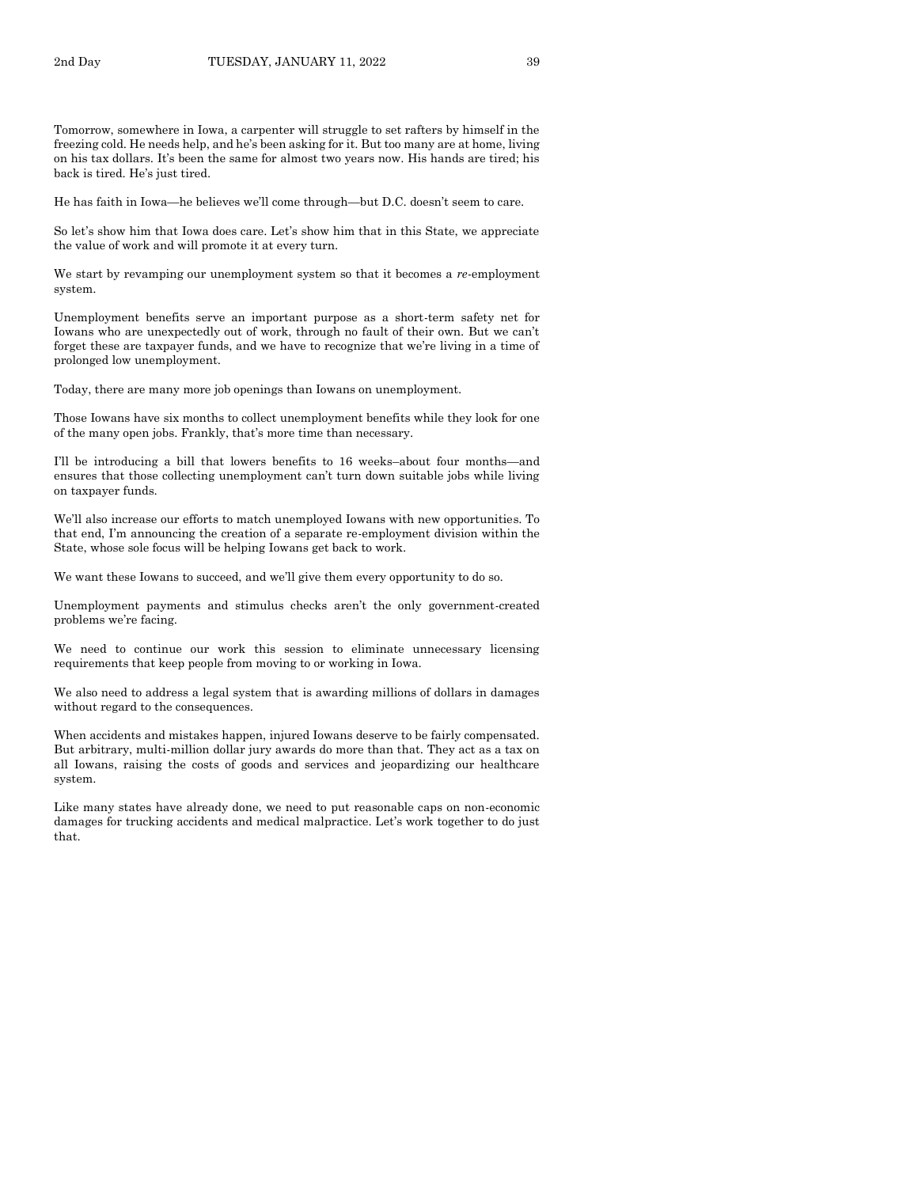Tomorrow, somewhere in Iowa, a carpenter will struggle to set rafters by himself in the freezing cold. He needs help, and he's been asking for it. But too many are at home, living on his tax dollars. It's been the same for almost two years now. His hands are tired; his back is tired. He's just tired.

He has faith in Iowa—he believes we'll come through—but D.C. doesn't seem to care.

So let's show him that Iowa does care. Let's show him that in this State, we appreciate the value of work and will promote it at every turn.

We start by revamping our unemployment system so that it becomes a *re*-employment system.

Unemployment benefits serve an important purpose as a short-term safety net for Iowans who are unexpectedly out of work, through no fault of their own. But we can't forget these are taxpayer funds, and we have to recognize that we're living in a time of prolonged low unemployment.

Today, there are many more job openings than Iowans on unemployment.

Those Iowans have six months to collect unemployment benefits while they look for one of the many open jobs. Frankly, that's more time than necessary.

I'll be introducing a bill that lowers benefits to 16 weeks–about four months—and ensures that those collecting unemployment can't turn down suitable jobs while living on taxpayer funds.

We'll also increase our efforts to match unemployed Iowans with new opportunities. To that end, I'm announcing the creation of a separate re-employment division within the State, whose sole focus will be helping Iowans get back to work.

We want these Iowans to succeed, and we'll give them every opportunity to do so.

Unemployment payments and stimulus checks aren't the only government-created problems we're facing.

We need to continue our work this session to eliminate unnecessary licensing requirements that keep people from moving to or working in Iowa.

We also need to address a legal system that is awarding millions of dollars in damages without regard to the consequences.

When accidents and mistakes happen, injured Iowans deserve to be fairly compensated. But arbitrary, multi-million dollar jury awards do more than that. They act as a tax on all Iowans, raising the costs of goods and services and jeopardizing our healthcare system.

Like many states have already done, we need to put reasonable caps on non-economic damages for trucking accidents and medical malpractice. Let's work together to do just that.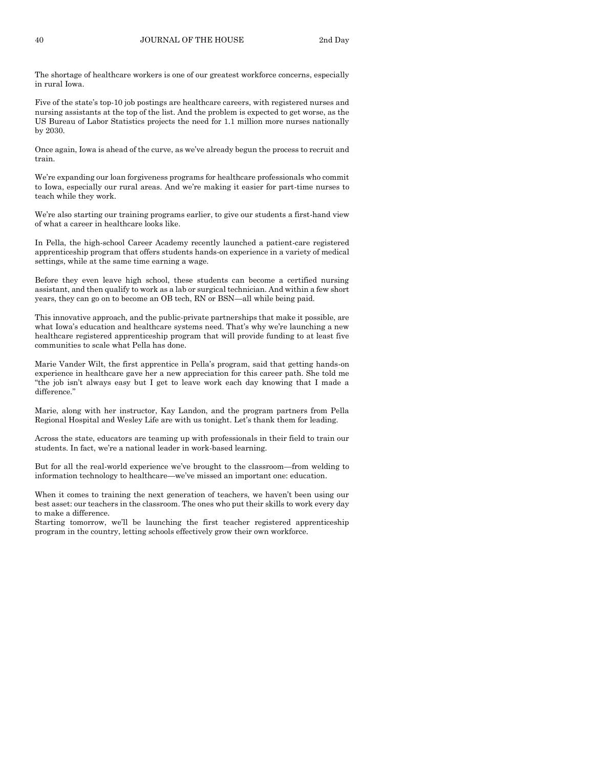The shortage of healthcare workers is one of our greatest workforce concerns, especially in rural Iowa.

Five of the state's top-10 job postings are healthcare careers, with registered nurses and nursing assistants at the top of the list. And the problem is expected to get worse, as the US Bureau of Labor Statistics projects the need for 1.1 million more nurses nationally by 2030.

Once again, Iowa is ahead of the curve, as we've already begun the process to recruit and train.

We're expanding our loan forgiveness programs for healthcare professionals who commit to Iowa, especially our rural areas. And we're making it easier for part-time nurses to teach while they work.

We're also starting our training programs earlier, to give our students a first-hand view of what a career in healthcare looks like.

In Pella, the high-school Career Academy recently launched a patient-care registered apprenticeship program that offers students hands-on experience in a variety of medical settings, while at the same time earning a wage.

Before they even leave high school, these students can become a certified nursing assistant, and then qualify to work as a lab or surgical technician. And within a few short years, they can go on to become an OB tech, RN or BSN—all while being paid.

This innovative approach, and the public-private partnerships that make it possible, are what Iowa's education and healthcare systems need. That's why we're launching a new healthcare registered apprenticeship program that will provide funding to at least five communities to scale what Pella has done.

Marie Vander Wilt, the first apprentice in Pella's program, said that getting hands-on experience in healthcare gave her a new appreciation for this career path. She told me "the job isn't always easy but I get to leave work each day knowing that I made a difference."

Marie, along with her instructor, Kay Landon, and the program partners from Pella Regional Hospital and Wesley Life are with us tonight. Let's thank them for leading.

Across the state, educators are teaming up with professionals in their field to train our students. In fact, we're a national leader in work-based learning.

But for all the real-world experience we've brought to the classroom—from welding to information technology to healthcare—we've missed an important one: education.

When it comes to training the next generation of teachers, we haven't been using our best asset: our teachers in the classroom. The ones who put their skills to work every day to make a difference.

Starting tomorrow, we'll be launching the first teacher registered apprenticeship program in the country, letting schools effectively grow their own workforce.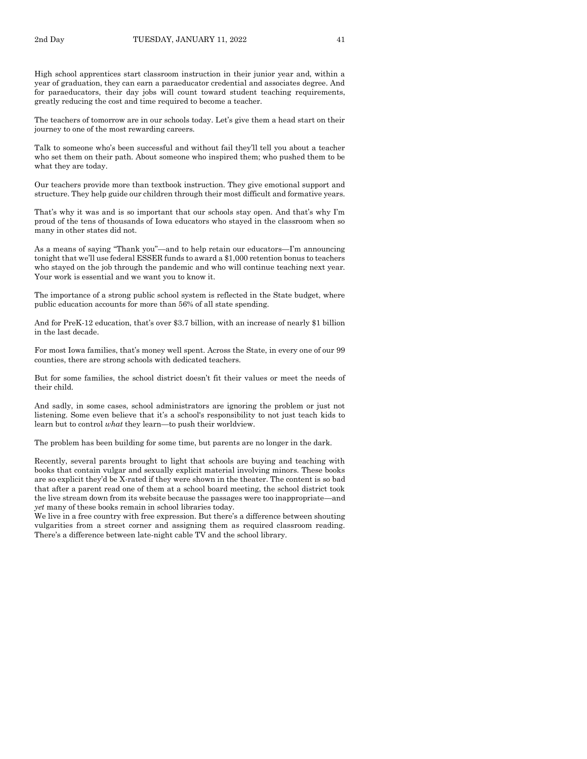High school apprentices start classroom instruction in their junior year and, within a year of graduation, they can earn a paraeducator credential and associates degree. And for paraeducators, their day jobs will count toward student teaching requirements, greatly reducing the cost and time required to become a teacher.

The teachers of tomorrow are in our schools today. Let's give them a head start on their journey to one of the most rewarding careers.

Talk to someone who's been successful and without fail they'll tell you about a teacher who set them on their path. About someone who inspired them; who pushed them to be what they are today.

Our teachers provide more than textbook instruction. They give emotional support and structure. They help guide our children through their most difficult and formative years.

That's why it was and is so important that our schools stay open. And that's why I'm proud of the tens of thousands of Iowa educators who stayed in the classroom when so many in other states did not.

As a means of saying "Thank you"—and to help retain our educators—I'm announcing tonight that we'll use federal ESSER funds to award a $1,000 retention bonus to teachers who stayed on the job through the pandemic and who will continue teaching next year. Your work is essential and we want you to know it.

The importance of a strong public school system is reflected in the State budget, where public education accounts for more than 56% of all state spending.

And for PreK-12 education, that's over $3.7 billion, with an increase of nearly $1 billion in the last decade.

For most Iowa families, that's money well spent. Across the State, in every one of our 99 counties, there are strong schools with dedicated teachers.

But for some families, the school district doesn't fit their values or meet the needs of their child.

And sadly, in some cases, school administrators are ignoring the problem or just not listening. Some even believe that it's a school's responsibility to not just teach kids to learn but to control *what* they learn—to push their worldview.

The problem has been building for some time, but parents are no longer in the dark.

Recently, several parents brought to light that schools are buying and teaching with books that contain vulgar and sexually explicit material involving minors. These books are so explicit they'd be X-rated if they were shown in the theater. The content is so bad that after a parent read one of them at a school board meeting, the school district took the live stream down from its website because the passages were too inappropriate—and *yet* many of these books remain in school libraries today.

We live in a free country with free expression. But there's a difference between shouting vulgarities from a street corner and assigning them as required classroom reading. There's a difference between late-night cable TV and the school library.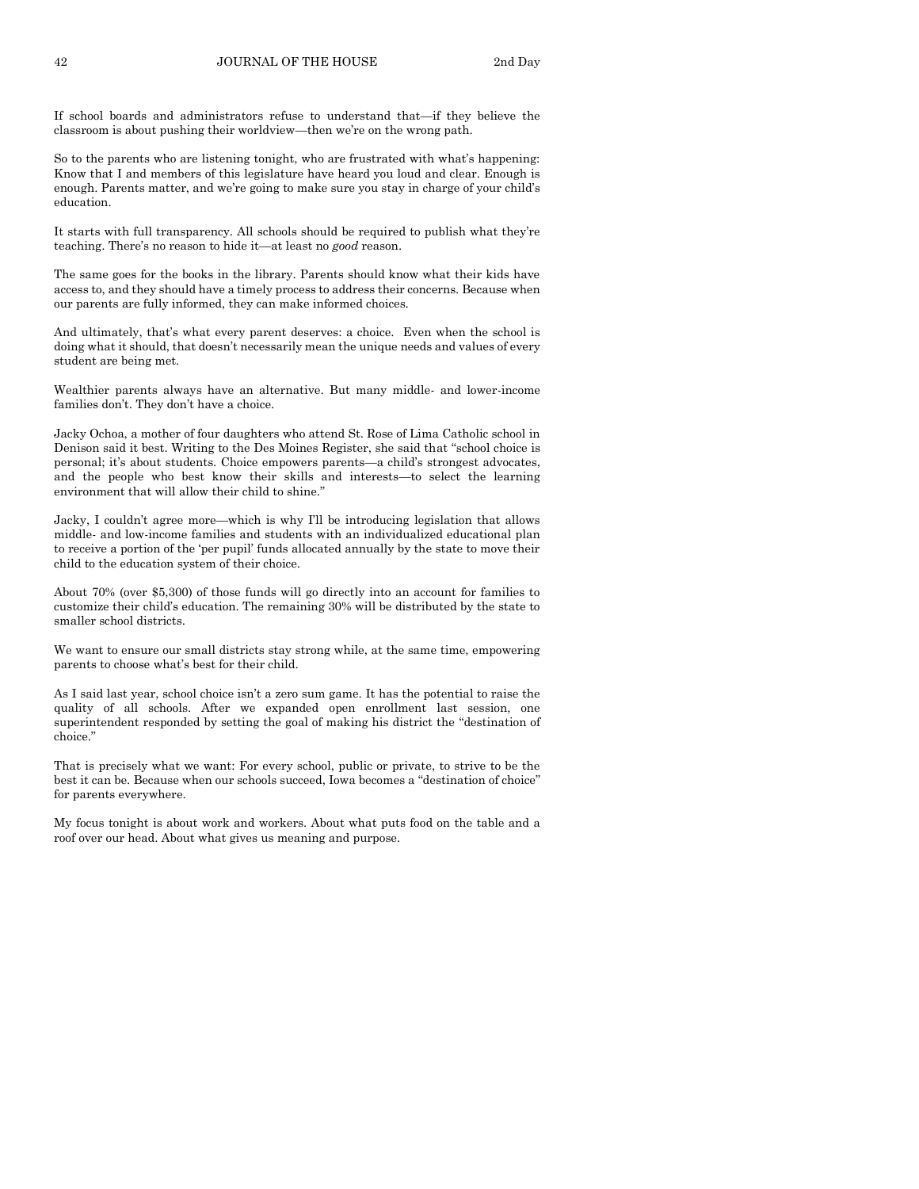If school boards and administrators refuse to understand that—if they believe the classroom is about pushing their worldview—then we're on the wrong path.

So to the parents who are listening tonight, who are frustrated with what's happening: Know that I and members of this legislature have heard you loud and clear. Enough is enough. Parents matter, and we're going to make sure you stay in charge of your child's education.

It starts with full transparency. All schools should be required to publish what they're teaching. There's no reason to hide it—at least no *good* reason.

The same goes for the books in the library. Parents should know what their kids have access to, and they should have a timely process to address their concerns. Because when our parents are fully informed, they can make informed choices.

And ultimately, that's what every parent deserves: a choice. Even when the school is doing what it should, that doesn't necessarily mean the unique needs and values of every student are being met.

Wealthier parents always have an alternative. But many middle- and lower-income families don't. They don't have a choice.

Jacky Ochoa, a mother of four daughters who attend St. Rose of Lima Catholic school in Denison said it best. Writing to the Des Moines Register, she said that "school choice is personal; it's about students. Choice empowers parents—a child's strongest advocates, and the people who best know their skills and interests—to select the learning environment that will allow their child to shine."

Jacky, I couldn't agree more—which is why I'll be introducing legislation that allows middle- and low-income families and students with an individualized educational plan to receive a portion of the 'per pupil' funds allocated annually by the state to move their child to the education system of their choice.

About 70% (over $5,300) of those funds will go directly into an account for families to customize their child's education. The remaining 30% will be distributed by the state to smaller school districts.

We want to ensure our small districts stay strong while, at the same time, empowering parents to choose what's best for their child.

As I said last year, school choice isn't a zero sum game. It has the potential to raise the quality of all schools. After we expanded open enrollment last session, one superintendent responded by setting the goal of making his district the "destination of choice."

That is precisely what we want: For every school, public or private, to strive to be the best it can be. Because when our schools succeed, Iowa becomes a "destination of choice" for parents everywhere.

My focus tonight is about work and workers. About what puts food on the table and a roof over our head. About what gives us meaning and purpose.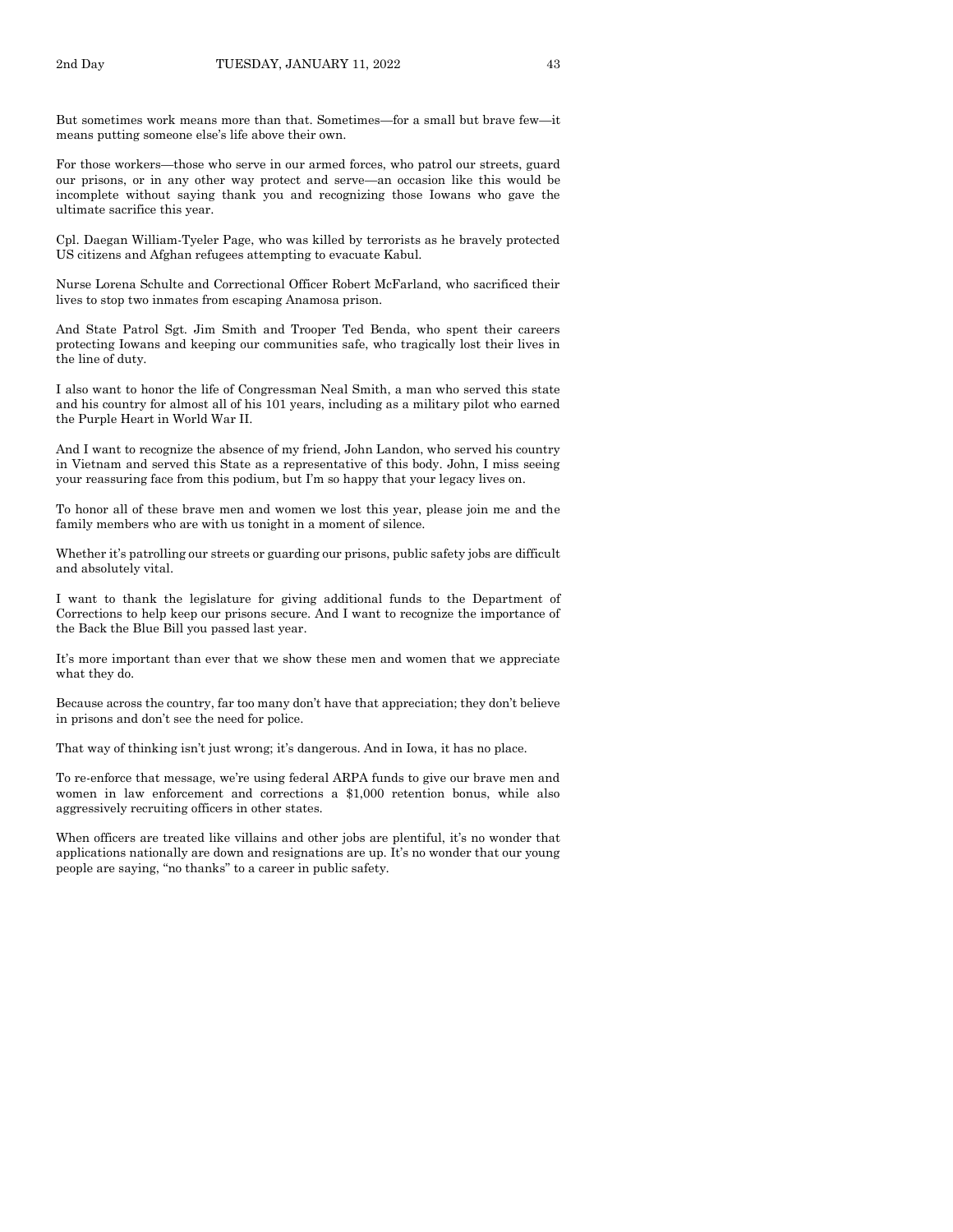But sometimes work means more than that. Sometimes—for a small but brave few—it means putting someone else's life above their own.

For those workers—those who serve in our armed forces, who patrol our streets, guard our prisons, or in any other way protect and serve—an occasion like this would be incomplete without saying thank you and recognizing those Iowans who gave the ultimate sacrifice this year.

Cpl. Daegan William-Tyeler Page, who was killed by terrorists as he bravely protected US citizens and Afghan refugees attempting to evacuate Kabul.

Nurse Lorena Schulte and Correctional Officer Robert McFarland, who sacrificed their lives to stop two inmates from escaping Anamosa prison.

And State Patrol Sgt. Jim Smith and Trooper Ted Benda, who spent their careers protecting Iowans and keeping our communities safe, who tragically lost their lives in the line of duty.

I also want to honor the life of Congressman Neal Smith, a man who served this state and his country for almost all of his 101 years, including as a military pilot who earned the Purple Heart in World War II.

And I want to recognize the absence of my friend, John Landon, who served his country in Vietnam and served this State as a representative of this body. John, I miss seeing your reassuring face from this podium, but I'm so happy that your legacy lives on.

To honor all of these brave men and women we lost this year, please join me and the family members who are with us tonight in a moment of silence.

Whether it's patrolling our streets or guarding our prisons, public safety jobs are difficult and absolutely vital.

I want to thank the legislature for giving additional funds to the Department of Corrections to help keep our prisons secure. And I want to recognize the importance of the Back the Blue Bill you passed last year.

It's more important than ever that we show these men and women that we appreciate what they do.

Because across the country, far too many don't have that appreciation; they don't believe in prisons and don't see the need for police.

That way of thinking isn't just wrong; it's dangerous. And in Iowa, it has no place.

To re-enforce that message, we're using federal ARPA funds to give our brave men and women in law enforcement and corrections a $1,000 retention bonus, while also aggressively recruiting officers in other states.

When officers are treated like villains and other jobs are plentiful, it's no wonder that applications nationally are down and resignations are up. It's no wonder that our young people are saying, "no thanks" to a career in public safety.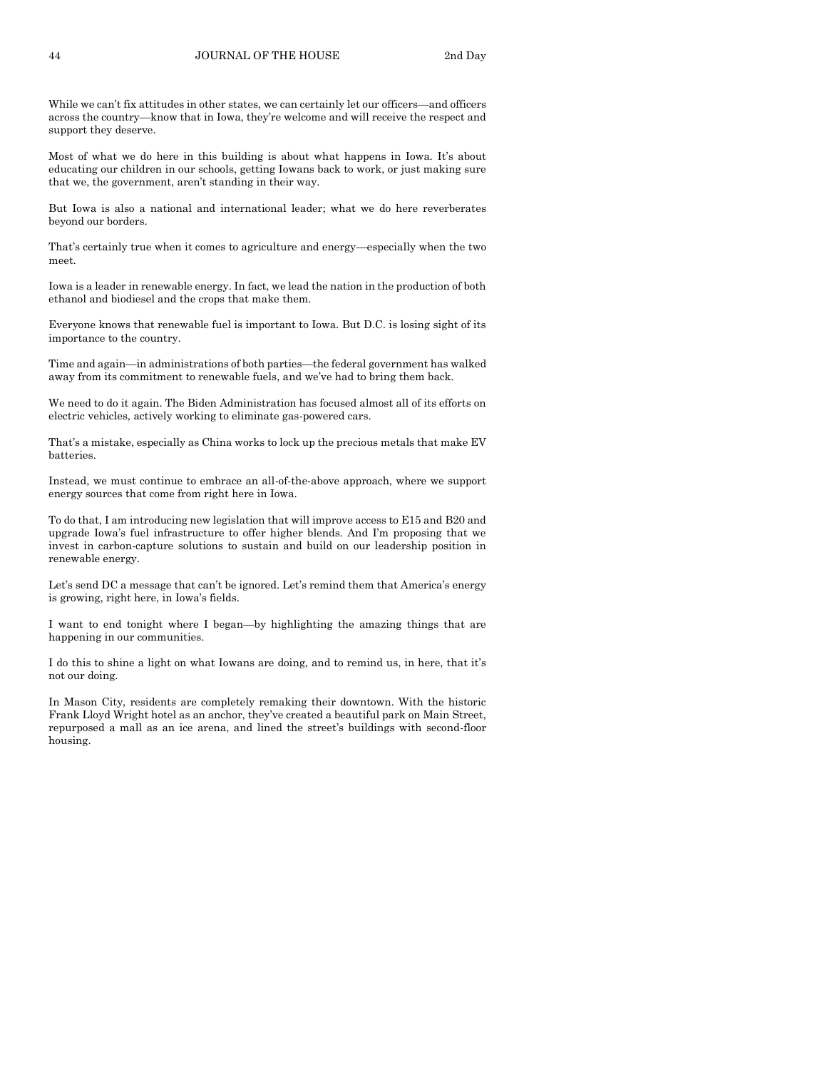While we can't fix attitudes in other states, we can certainly let our officers—and officers across the country—know that in Iowa, they're welcome and will receive the respect and support they deserve.

Most of what we do here in this building is about what happens in Iowa. It's about educating our children in our schools, getting Iowans back to work, or just making sure that we, the government, aren't standing in their way.

But Iowa is also a national and international leader; what we do here reverberates beyond our borders.

That's certainly true when it comes to agriculture and energy—especially when the two meet.

Iowa is a leader in renewable energy. In fact, we lead the nation in the production of both ethanol and biodiesel and the crops that make them.

Everyone knows that renewable fuel is important to Iowa. But D.C. is losing sight of its importance to the country.

Time and again—in administrations of both parties—the federal government has walked away from its commitment to renewable fuels, and we've had to bring them back.

We need to do it again. The Biden Administration has focused almost all of its efforts on electric vehicles, actively working to eliminate gas-powered cars.

That's a mistake, especially as China works to lock up the precious metals that make EV batteries.

Instead, we must continue to embrace an all-of-the-above approach, where we support energy sources that come from right here in Iowa.

To do that, I am introducing new legislation that will improve access to E15 and B20 and upgrade Iowa's fuel infrastructure to offer higher blends. And I'm proposing that we invest in carbon-capture solutions to sustain and build on our leadership position in renewable energy.

Let's send DC a message that can't be ignored. Let's remind them that America's energy is growing, right here, in Iowa's fields.

I want to end tonight where I began—by highlighting the amazing things that are happening in our communities.

I do this to shine a light on what Iowans are doing, and to remind us, in here, that it's not our doing.

In Mason City, residents are completely remaking their downtown. With the historic Frank Lloyd Wright hotel as an anchor, they've created a beautiful park on Main Street, repurposed a mall as an ice arena, and lined the street's buildings with second-floor housing.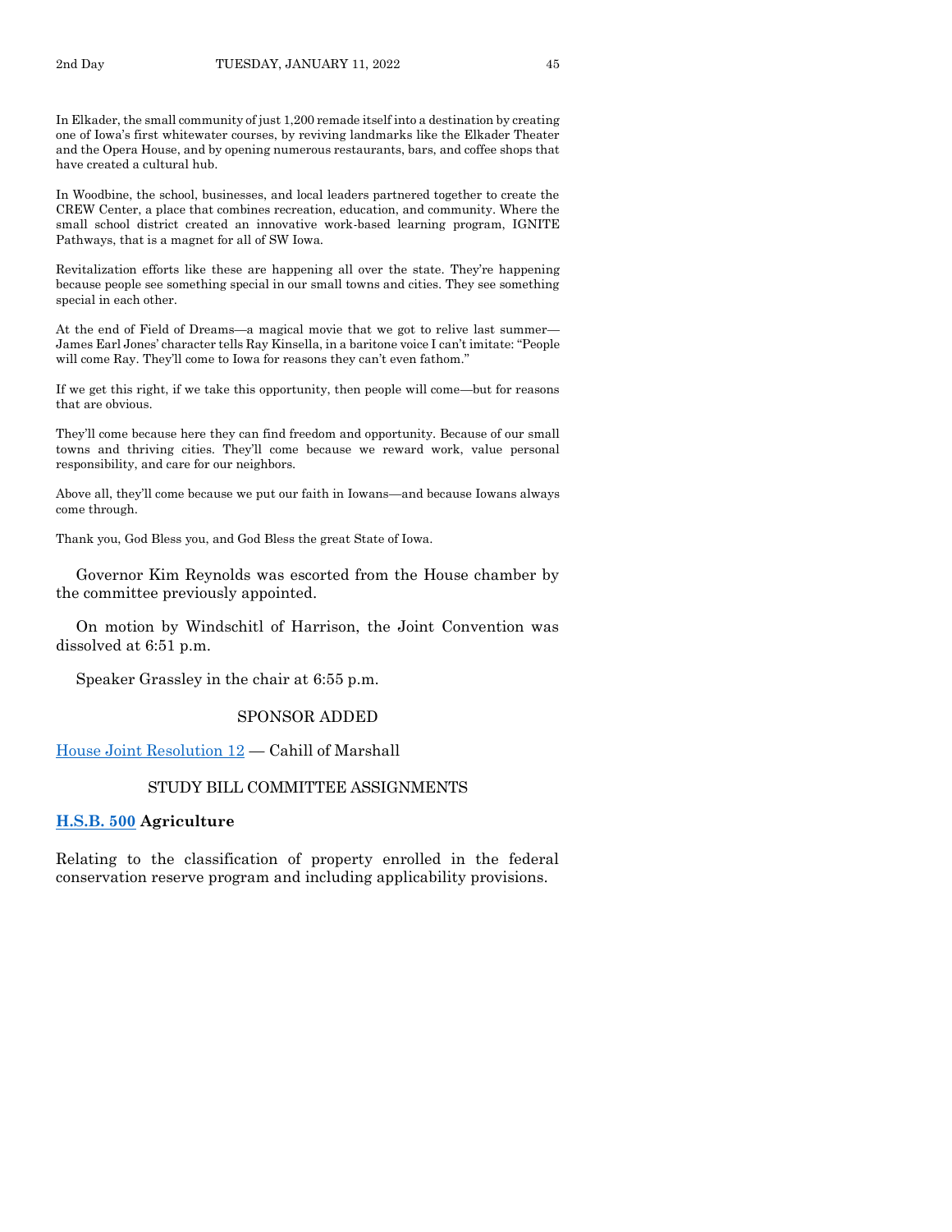In Elkader, the small community of just 1,200 remade itself into a destination by creating one of Iowa's first whitewater courses, by reviving landmarks like the Elkader Theater and the Opera House, and by opening numerous restaurants, bars, and coffee shops that have created a cultural hub.

In Woodbine, the school, businesses, and local leaders partnered together to create the CREW Center, a place that combines recreation, education, and community. Where the small school district created an innovative work-based learning program, IGNITE Pathways, that is a magnet for all of SW Iowa.

Revitalization efforts like these are happening all over the state. They're happening because people see something special in our small towns and cities. They see something special in each other.

At the end of Field of Dreams—a magical movie that we got to relive last summer—James Earl Jones' character tells Ray Kinsella, in a baritone voice I can't imitate: "People will come Ray. They'll come to Iowa for reasons they can't even fathom."

If we get this right, if we take this opportunity, then people will come—but for reasons that are obvious.

They'll come because here they can find freedom and opportunity. Because of our small towns and thriving cities. They'll come because we reward work, value personal responsibility, and care for our neighbors.

Above all, they'll come because we put our faith in Iowans—and because Iowans always come through.

Thank you, God Bless you, and God Bless the great State of Iowa.

Governor Kim Reynolds was escorted from the House chamber by the committee previously appointed.

On motion by Windschitl of Harrison, the Joint Convention was dissolved at 6:51 p.m.

Speaker Grassley in the chair at 6:55 p.m.

## SPONSOR ADDED

House Joint Resolution 12 — Cahill of Marshall

## STUDY BILL COMMITTEE ASSIGNMENTS

**H.S.B. 500 Agriculture**

Relating to the classification of property enrolled in the federal conservation reserve program and including applicability provisions.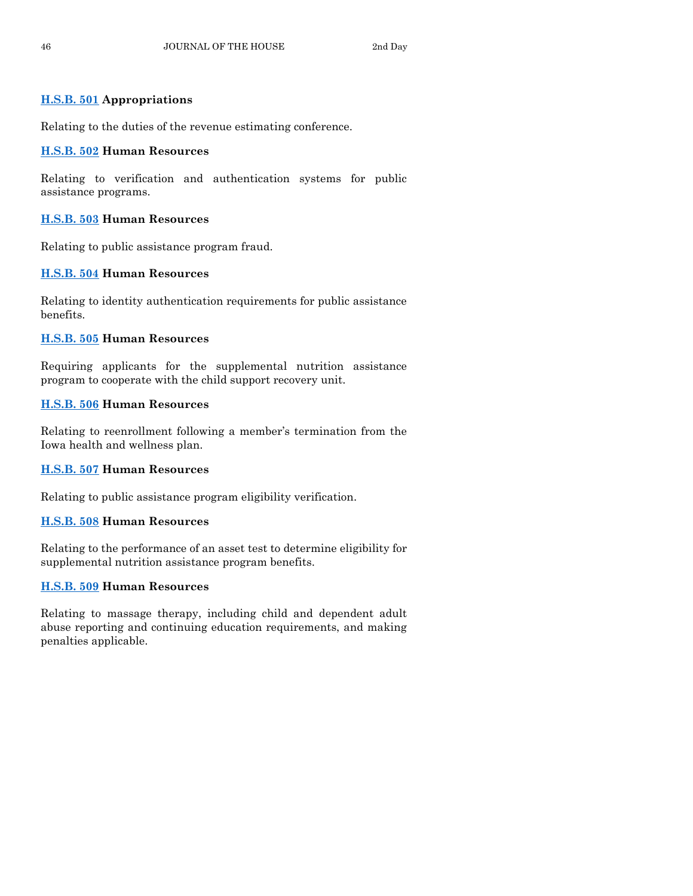**H.S.B. 501** **Appropriations**

Relating to the duties of the revenue estimating conference.

**H.S.B. 502** **Human Resources**

Relating to verification and authentication systems for public assistance programs.

**H.S.B. 503** **Human Resources**

Relating to public assistance program fraud.

**H.S.B. 504** **Human Resources**

Relating to identity authentication requirements for public assistance benefits.

**H.S.B. 505** **Human Resources**

Requiring applicants for the supplemental nutrition assistance program to cooperate with the child support recovery unit.

**H.S.B. 506** **Human Resources**

Relating to reenrollment following a member's termination from the Iowa health and wellness plan.

**H.S.B. 507** **Human Resources**

Relating to public assistance program eligibility verification.

**H.S.B. 508** **Human Resources**

Relating to the performance of an asset test to determine eligibility for supplemental nutrition assistance program benefits.

**H.S.B. 509** **Human Resources**

Relating to massage therapy, including child and dependent adult abuse reporting and continuing education requirements, and making penalties applicable.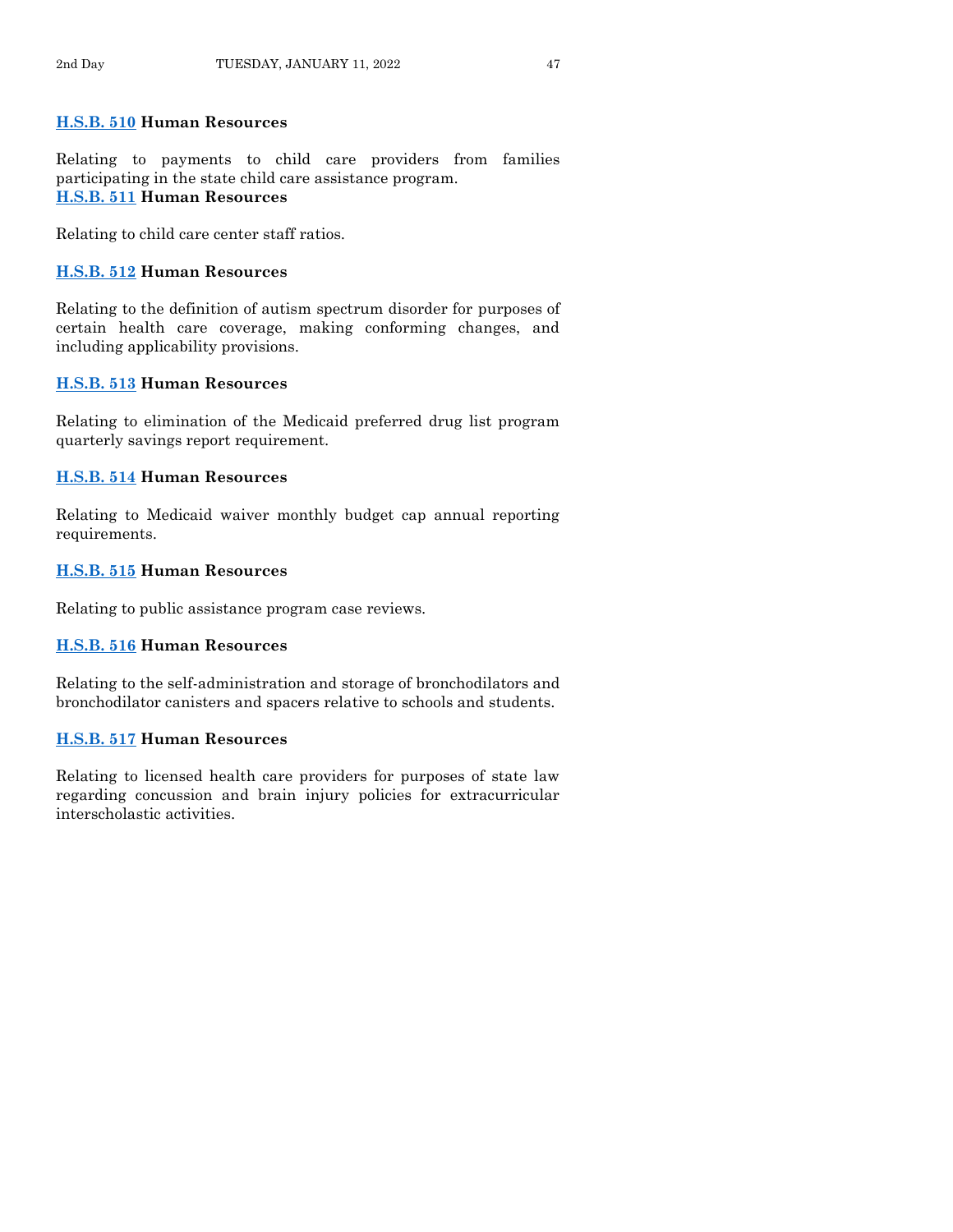**H.S.B. 510** **Human Resources**

Relating to payments to child care providers from families participating in the state child care assistance program.

**H.S.B. 511** **Human Resources**

Relating to child care center staff ratios.

**H.S.B. 512** **Human Resources**

Relating to the definition of autism spectrum disorder for purposes of certain health care coverage, making conforming changes, and including applicability provisions.

**H.S.B. 513** **Human Resources**

Relating to elimination of the Medicaid preferred drug list program quarterly savings report requirement.

**H.S.B. 514** **Human Resources**

Relating to Medicaid waiver monthly budget cap annual reporting requirements.

**H.S.B. 515** **Human Resources**

Relating to public assistance program case reviews.

**H.S.B. 516** **Human Resources**

Relating to the self-administration and storage of bronchodilators and bronchodilator canisters and spacers relative to schools and students.

**H.S.B. 517** **Human Resources**

Relating to licensed health care providers for purposes of state law regarding concussion and brain injury policies for extracurricular interscholastic activities.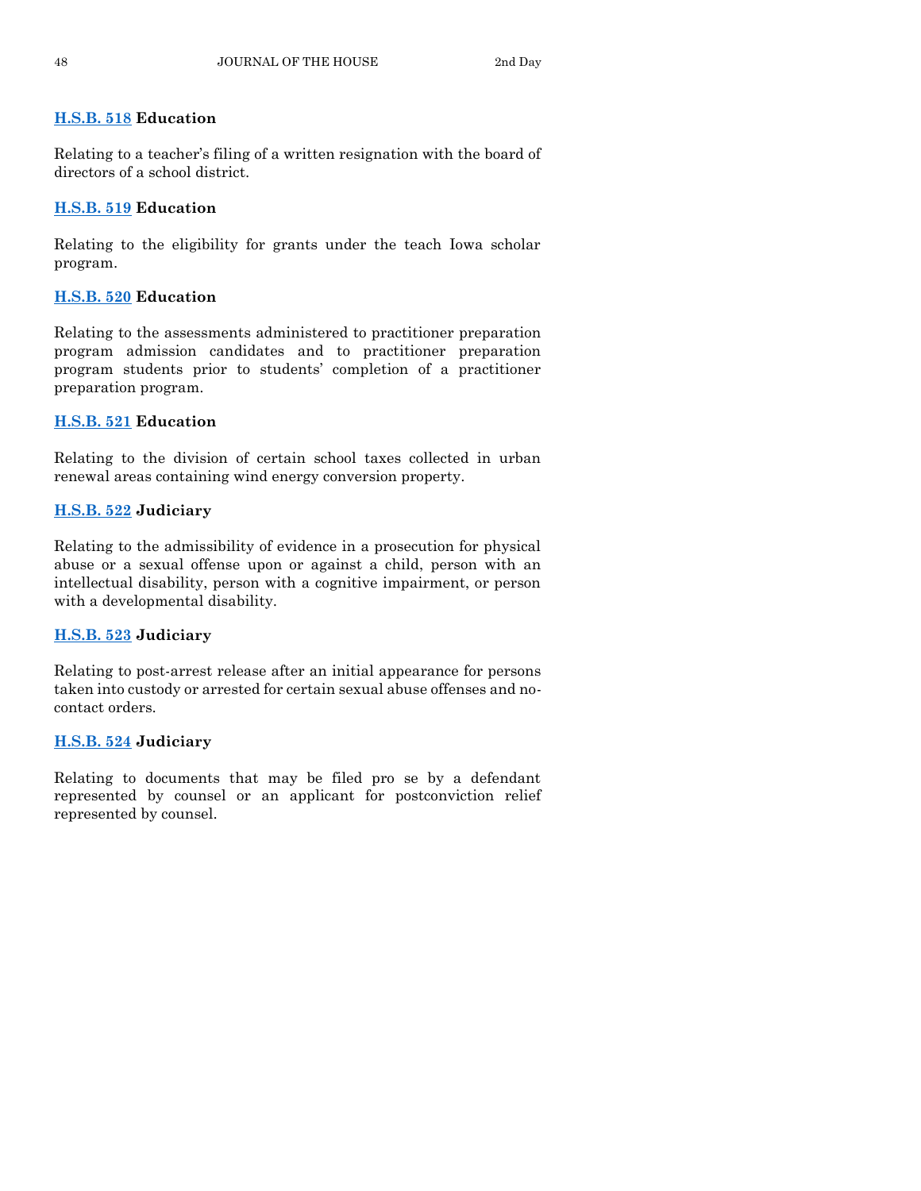**H.S.B. 518 Education**

Relating to a teacher's filing of a written resignation with the board of directors of a school district.

**H.S.B. 519 Education**

Relating to the eligibility for grants under the teach Iowa scholar program.

**H.S.B. 520 Education**

Relating to the assessments administered to practitioner preparation program admission candidates and to practitioner preparation program students prior to students' completion of a practitioner preparation program.

**H.S.B. 521 Education**

Relating to the division of certain school taxes collected in urban renewal areas containing wind energy conversion property.

**H.S.B. 522 Judiciary**

Relating to the admissibility of evidence in a prosecution for physical abuse or a sexual offense upon or against a child, person with an intellectual disability, person with a cognitive impairment, or person with a developmental disability.

**H.S.B. 523 Judiciary**

Relating to post-arrest release after an initial appearance for persons taken into custody or arrested for certain sexual abuse offenses and no-contact orders.

**H.S.B. 524 Judiciary**

Relating to documents that may be filed pro se by a defendant represented by counsel or an applicant for postconviction relief represented by counsel.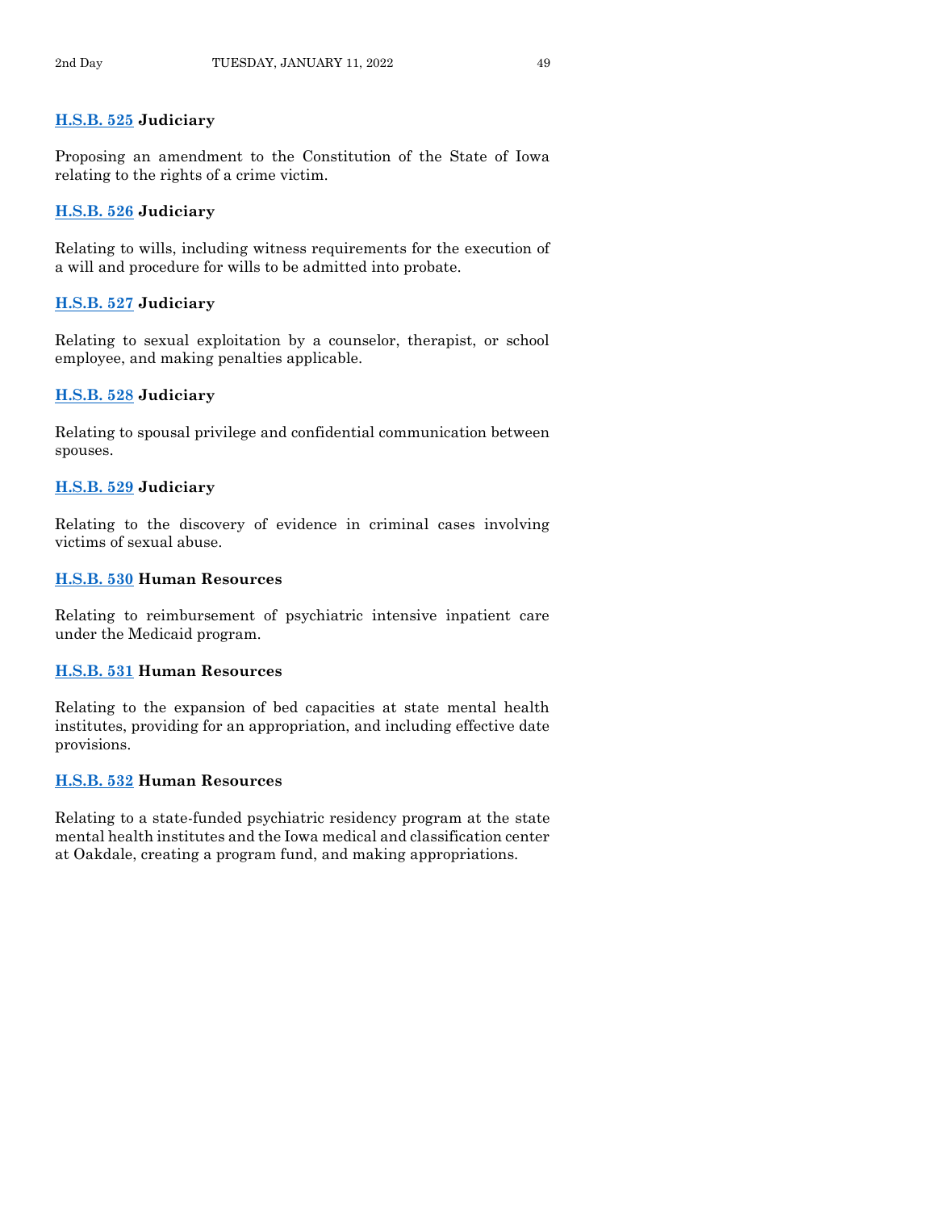**H.S.B. 525 Judiciary**

Proposing an amendment to the Constitution of the State of Iowa relating to the rights of a crime victim.

**H.S.B. 526 Judiciary**

Relating to wills, including witness requirements for the execution of a will and procedure for wills to be admitted into probate.

**H.S.B. 527 Judiciary**

Relating to sexual exploitation by a counselor, therapist, or school employee, and making penalties applicable.

**H.S.B. 528 Judiciary**

Relating to spousal privilege and confidential communication between spouses.

**H.S.B. 529 Judiciary**

Relating to the discovery of evidence in criminal cases involving victims of sexual abuse.

**H.S.B. 530 Human Resources**

Relating to reimbursement of psychiatric intensive inpatient care under the Medicaid program.

**H.S.B. 531 Human Resources**

Relating to the expansion of bed capacities at state mental health institutes, providing for an appropriation, and including effective date provisions.

**H.S.B. 532 Human Resources**

Relating to a state-funded psychiatric residency program at the state mental health institutes and the Iowa medical and classification center at Oakdale, creating a program fund, and making appropriations.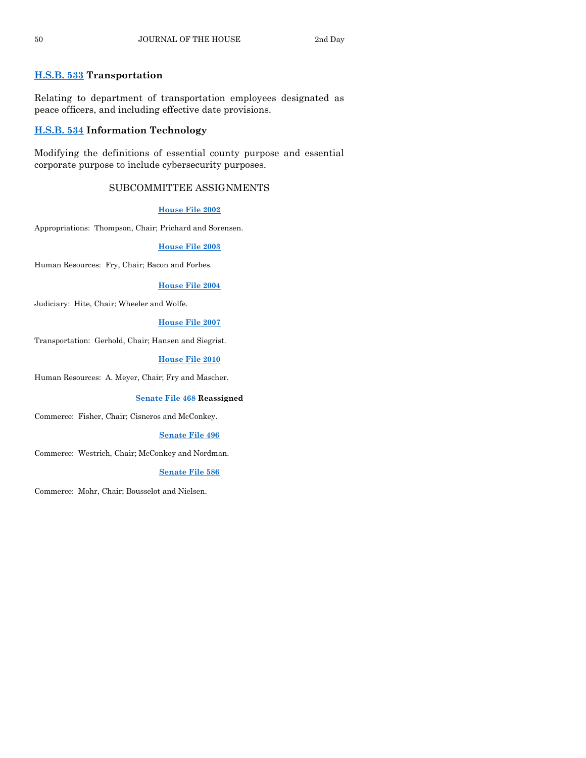**H.S.B. 533 Transportation**

Relating to department of transportation employees designated as peace officers, and including effective date provisions.

**H.S.B. 534 Information Technology**

Modifying the definitions of essential county purpose and essential corporate purpose to include cybersecurity purposes.

## SUBCOMMITTEE ASSIGNMENTS

**House File 2002**

Appropriations: Thompson, Chair; Prichard and Sorensen.

**House File 2003**

Human Resources: Fry, Chair; Bacon and Forbes.

**House File 2004**

Judiciary: Hite, Chair; Wheeler and Wolfe.

**House File 2007**

Transportation: Gerhold, Chair; Hansen and Siegrist.

**House File 2010**

Human Resources: A. Meyer, Chair; Fry and Mascher.

**Senate File 468 Reassigned**

Commerce: Fisher, Chair; Cisneros and McConkey.

**Senate File 496**

Commerce: Westrich, Chair; McConkey and Nordman.

**Senate File 586**

Commerce: Mohr, Chair; Bousselot and Nielsen.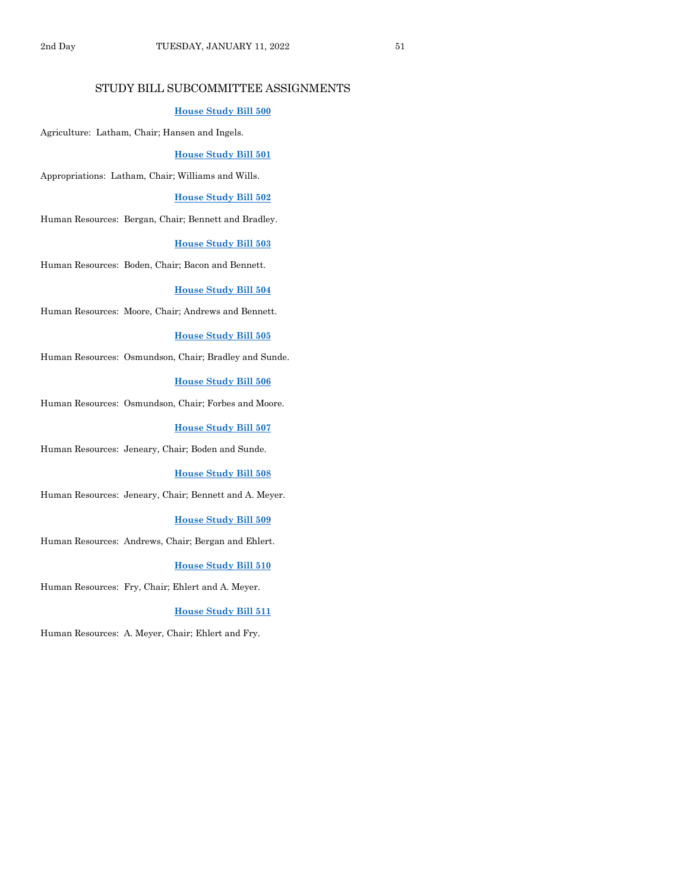## STUDY BILL SUBCOMMITTEE ASSIGNMENTS

**House Study Bill 500**

Agriculture: Latham, Chair; Hansen and Ingels.

**House Study Bill 501**

Appropriations: Latham, Chair; Williams and Wills.

**House Study Bill 502**

Human Resources: Bergan, Chair; Bennett and Bradley.

**House Study Bill 503**

Human Resources: Boden, Chair; Bacon and Bennett.

**House Study Bill 504**

Human Resources: Moore, Chair; Andrews and Bennett.

**House Study Bill 505**

Human Resources: Osmundson, Chair; Bradley and Sunde.

**House Study Bill 506**

Human Resources: Osmundson, Chair; Forbes and Moore.

**House Study Bill 507**

Human Resources: Jeneary, Chair; Boden and Sunde.

**House Study Bill 508**

Human Resources: Jeneary, Chair; Bennett and A. Meyer.

**House Study Bill 509**

Human Resources: Andrews, Chair; Bergan and Ehlert.

**House Study Bill 510**

Human Resources: Fry, Chair; Ehlert and A. Meyer.

**House Study Bill 511**

Human Resources: A. Meyer, Chair; Ehlert and Fry.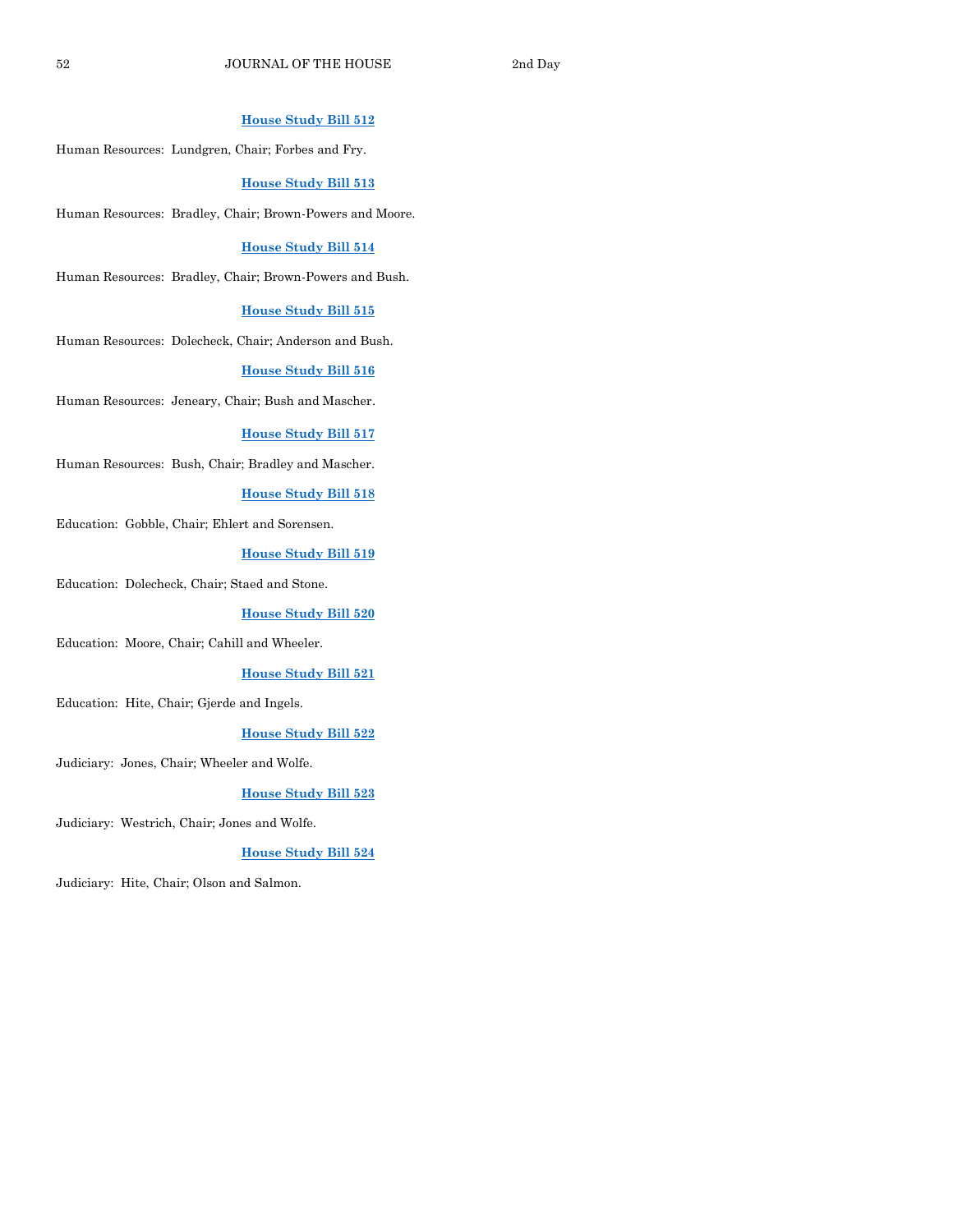**House Study Bill 512**

Human Resources: Lundgren, Chair; Forbes and Fry.

**House Study Bill 513**

Human Resources: Bradley, Chair; Brown-Powers and Moore.

**House Study Bill 514**

Human Resources: Bradley, Chair; Brown-Powers and Bush.

**House Study Bill 515**

Human Resources: Dolecheck, Chair; Anderson and Bush.

**House Study Bill 516**

Human Resources: Jeneary, Chair; Bush and Mascher.

**House Study Bill 517**

Human Resources: Bush, Chair; Bradley and Mascher.

**House Study Bill 518**

Education: Gobble, Chair; Ehlert and Sorensen.

**House Study Bill 519**

Education: Dolecheck, Chair; Staed and Stone.

**House Study Bill 520**

Education: Moore, Chair; Cahill and Wheeler.

**House Study Bill 521**

Education: Hite, Chair; Gjerde and Ingels.

**House Study Bill 522**

Judiciary: Jones, Chair; Wheeler and Wolfe.

**House Study Bill 523**

Judiciary: Westrich, Chair; Jones and Wolfe.

**House Study Bill 524**

Judiciary: Hite, Chair; Olson and Salmon.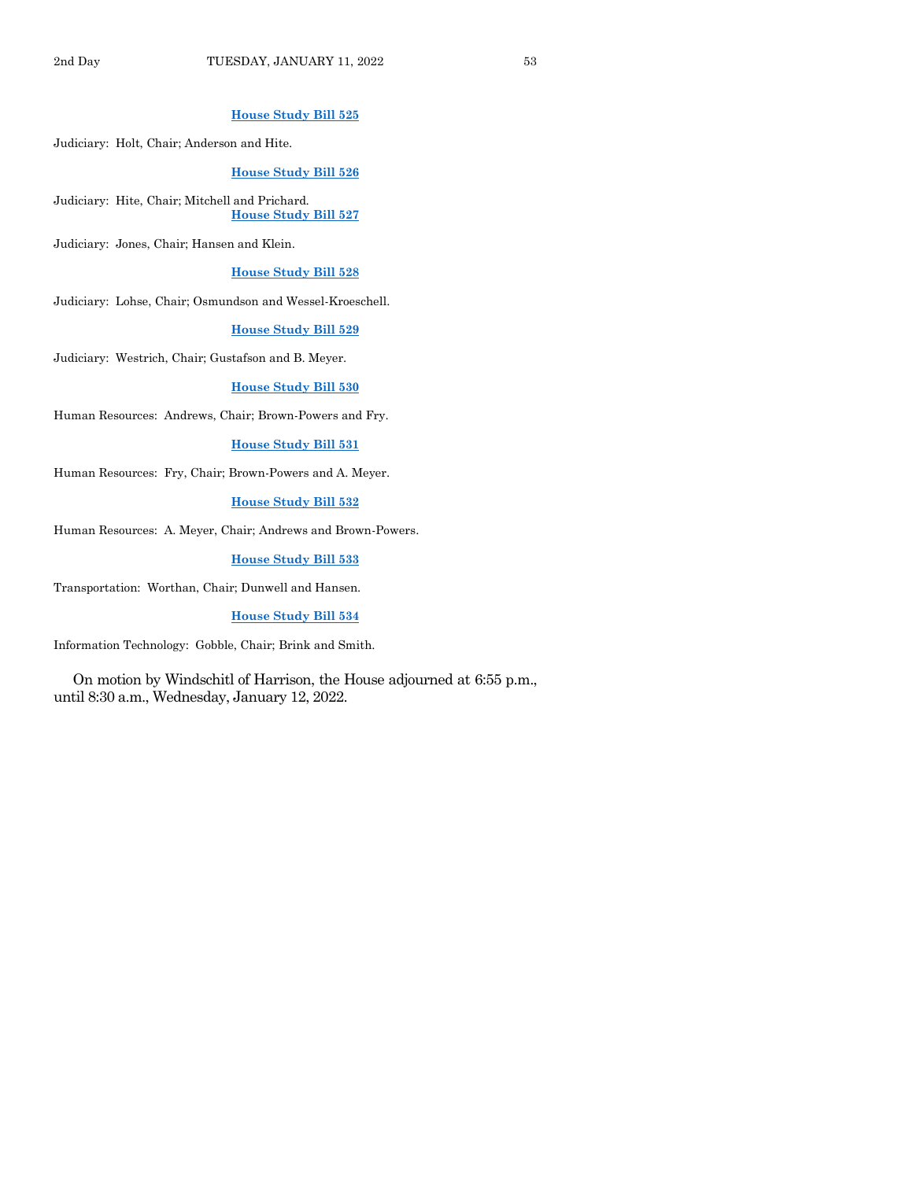**House Study Bill 525**

Judiciary: Holt, Chair; Anderson and Hite.

**House Study Bill 526**

Judiciary: Hite, Chair; Mitchell and Prichard.

**House Study Bill 527**

Judiciary: Jones, Chair; Hansen and Klein.

**House Study Bill 528**

Judiciary: Lohse, Chair; Osmundson and Wessel-Kroeschell.

**House Study Bill 529**

Judiciary: Westrich, Chair; Gustafson and B. Meyer.

**House Study Bill 530**

Human Resources: Andrews, Chair; Brown-Powers and Fry.

**House Study Bill 531**

Human Resources: Fry, Chair; Brown-Powers and A. Meyer.

**House Study Bill 532**

Human Resources: A. Meyer, Chair; Andrews and Brown-Powers.

**House Study Bill 533**

Transportation: Worthan, Chair; Dunwell and Hansen.

**House Study Bill 534**

Information Technology: Gobble, Chair; Brink and Smith.

On motion by Windschitl of Harrison, the House adjourned at 6:55 p.m., until 8:30 a.m., Wednesday, January 12, 2022.